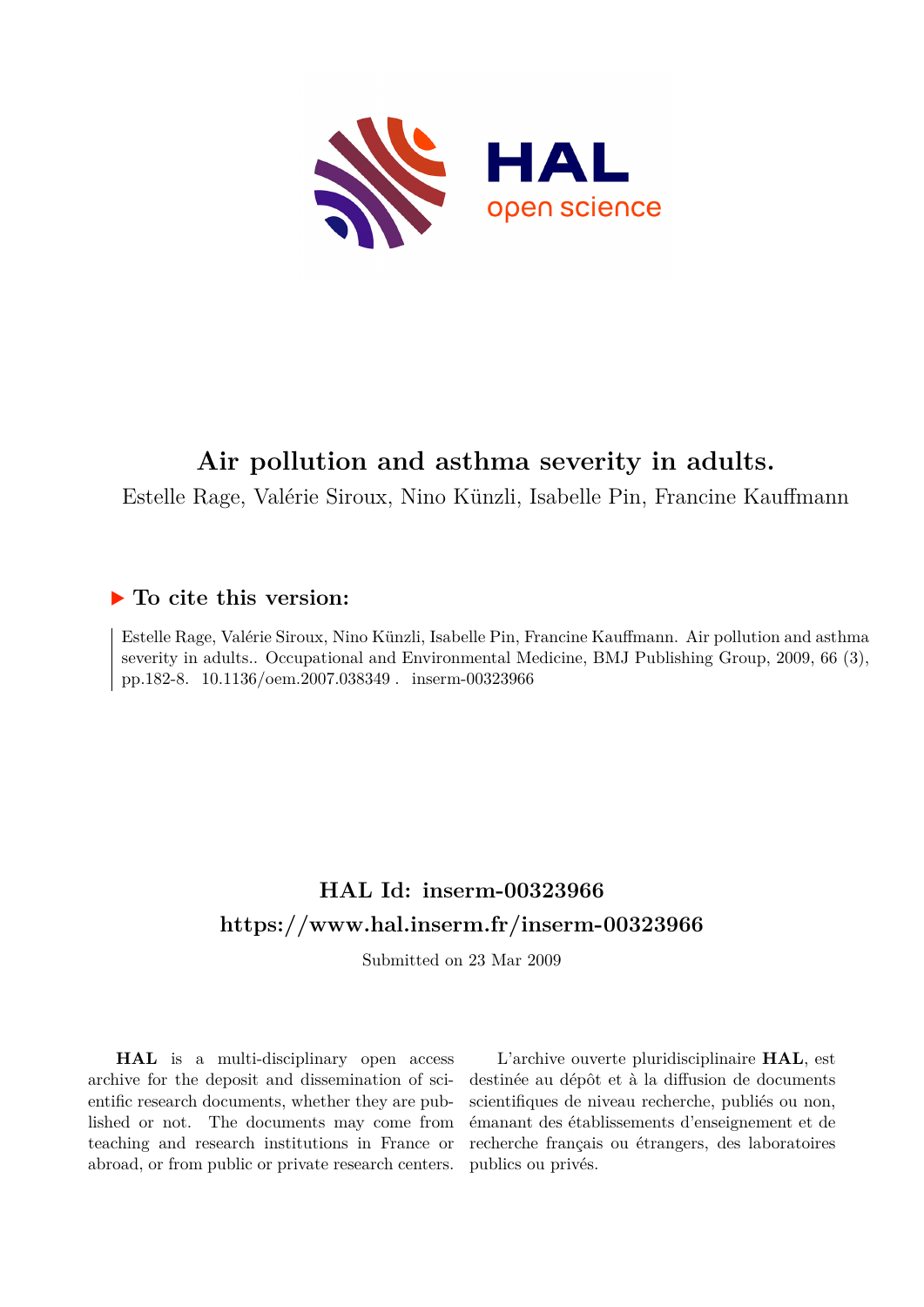# Air pollution and asthma severity in adults.

Estelle Rage, Valérie Siroux, Nino Künzli, Isabelle Pin, Francine Kauffmann

## ▶ To cite this version:

Estelle Rage, Valérie Siroux, Nino Künzli, Isabelle Pin, Francine Kauffmann. Air pollution and asthma severity in adults.. Occupational and Environmental Medicine, BMJ Publishing Group, 2009, 66 (3), pp.182-8. 10.1136/oem.2007.038349 . inserm-00323966

## HAL Id: inserm-00323966

## https://www.hal.inserm.fr/inserm-00323966

Submitted on 23 Mar 2009

**HAL** is a multi-disciplinary open access archive for the deposit and dissemination of scientific research documents, whether they are published or not. The documents may come from teaching and research institutions in France or abroad, or from public or private research centers.

L'archive ouverte pluridisciplinaire **HAL**, est destinée au dépôt et à la diffusion de documents scientifiques de niveau recherche, publiés ou non, émanant des établissements d'enseignement et de recherche français ou étrangers, des laboratoires publics ou privés.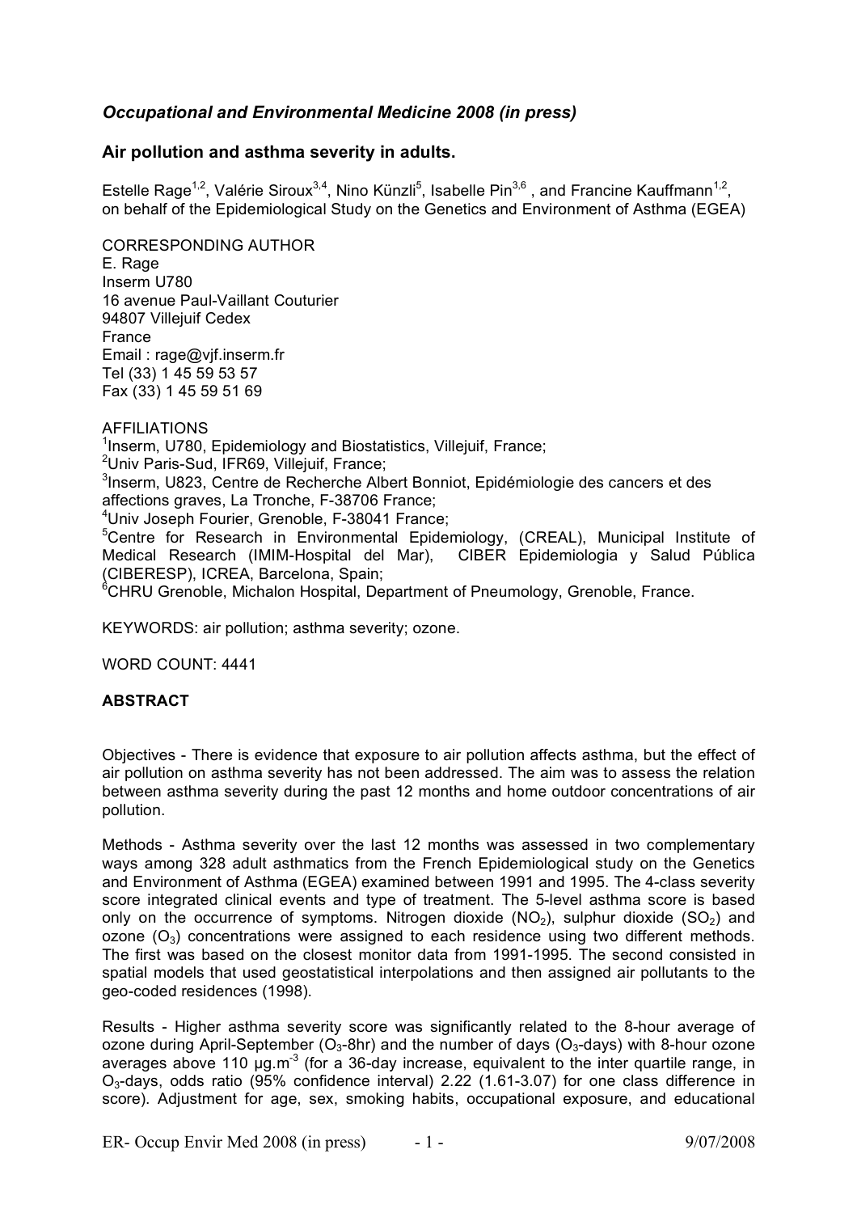*Occupational and Environmental Medicine 2008 (in press)*

## Air pollution and asthma severity in adults.

Estelle Rage[1,2], Valérie Siroux[3,4], Nino Künzli[5], Isabelle Pin[3,6] , and Francine Kauffmann[1,2], on behalf of the Epidemiological Study on the Genetics and Environment of Asthma (EGEA)

CORRESPONDING AUTHOR
E. Rage
Inserm U780
16 avenue Paul-Vaillant Couturier
94807 Villejuif Cedex
France
Email : rage@vjf.inserm.fr
Tel (33) 1 45 59 53 57
Fax (33) 1 45 59 51 69

AFFILIATIONS
[1]Inserm, U780, Epidemiology and Biostatistics, Villejuif, France;
[2]Univ Paris-Sud, IFR69, Villejuif, France;
[3]Inserm, U823, Centre de Recherche Albert Bonniot, Epidémiologie des cancers et des affections graves, La Tronche, F-38706 France;
[4]Univ Joseph Fourier, Grenoble, F-38041 France;
[5]Centre for Research in Environmental Epidemiology, (CREAL), Municipal Institute of Medical Research (IMIM-Hospital del Mar), CIBER Epidemiologia y Salud Pública (CIBERESP), ICREA, Barcelona, Spain;
[6]CHRU Grenoble, Michalon Hospital, Department of Pneumology, Grenoble, France.

KEYWORDS: air pollution; asthma severity; ozone.

WORD COUNT: 4441

**ABSTRACT**

Objectives - There is evidence that exposure to air pollution affects asthma, but the effect of air pollution on asthma severity has not been addressed. The aim was to assess the relation between asthma severity during the past 12 months and home outdoor concentrations of air pollution.

Methods - Asthma severity over the last 12 months was assessed in two complementary ways among 328 adult asthmatics from the French Epidemiological study on the Genetics and Environment of Asthma (EGEA) examined between 1991 and 1995. The 4-class severity score integrated clinical events and type of treatment. The 5-level asthma score is based only on the occurrence of symptoms. Nitrogen dioxide ($NO_2$), sulphur dioxide ($SO_2$) and ozone ($O_3$) concentrations were assigned to each residence using two different methods. The first was based on the closest monitor data from 1991-1995. The second consisted in spatial models that used geostatistical interpolations and then assigned air pollutants to the geo-coded residences (1998).

Results - Higher asthma severity score was significantly related to the 8-hour average of ozone during April-September ($O_3$-8hr) and the number of days ($O_3$-days) with 8-hour ozone averages above 110 µg.m$^{-3}$ (for a 36-day increase, equivalent to the inter quartile range, in $O_3$-days, odds ratio (95% confidence interval) 2.22 (1.61-3.07) for one class difference in score). Adjustment for age, sex, smoking habits, occupational exposure, and educational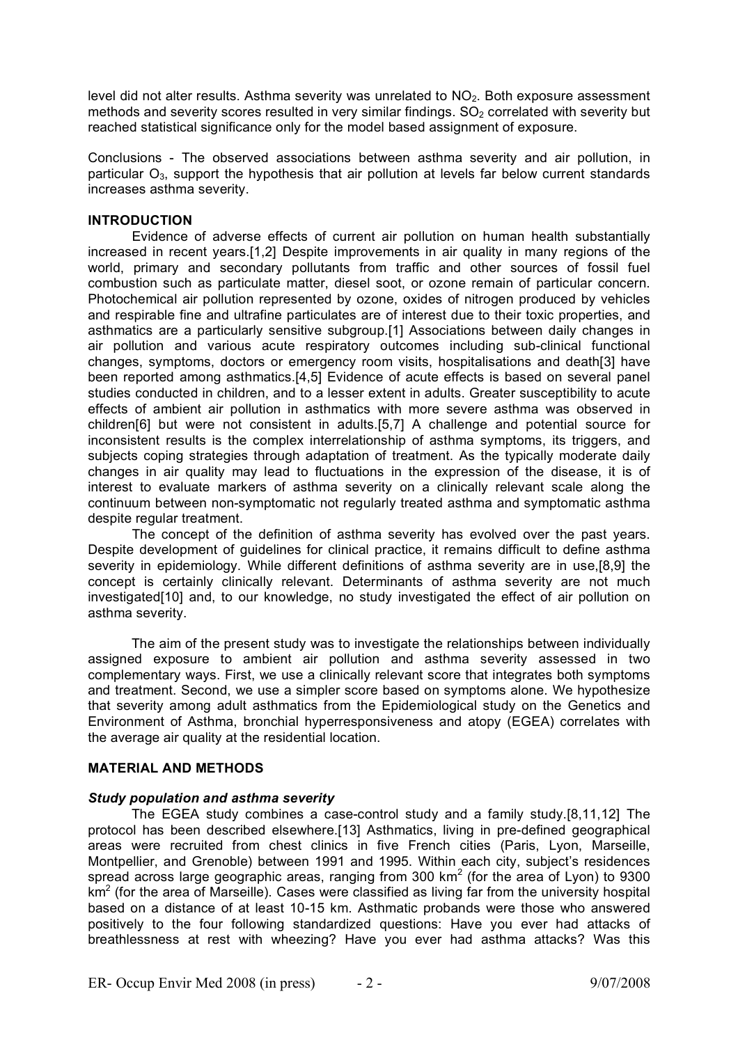level did not alter results. Asthma severity was unrelated to $NO_2$. Both exposure assessment methods and severity scores resulted in very similar findings. $SO_2$ correlated with severity but reached statistical significance only for the model based assignment of exposure.

Conclusions - The observed associations between asthma severity and air pollution, in particular $O_3$, support the hypothesis that air pollution at levels far below current standards increases asthma severity.

## INTRODUCTION

Evidence of adverse effects of current air pollution on human health substantially increased in recent years.[1,2] Despite improvements in air quality in many regions of the world, primary and secondary pollutants from traffic and other sources of fossil fuel combustion such as particulate matter, diesel soot, or ozone remain of particular concern. Photochemical air pollution represented by ozone, oxides of nitrogen produced by vehicles and respirable fine and ultrafine particulates are of interest due to their toxic properties, and asthmatics are a particularly sensitive subgroup.[1] Associations between daily changes in air pollution and various acute respiratory outcomes including sub-clinical functional changes, symptoms, doctors or emergency room visits, hospitalisations and death[3] have been reported among asthmatics.[4,5] Evidence of acute effects is based on several panel studies conducted in children, and to a lesser extent in adults. Greater susceptibility to acute effects of ambient air pollution in asthmatics with more severe asthma was observed in children[6] but were not consistent in adults.[5,7] A challenge and potential source for inconsistent results is the complex interrelationship of asthma symptoms, its triggers, and subjects coping strategies through adaptation of treatment. As the typically moderate daily changes in air quality may lead to fluctuations in the expression of the disease, it is of interest to evaluate markers of asthma severity on a clinically relevant scale along the continuum between non-symptomatic not regularly treated asthma and symptomatic asthma despite regular treatment.

The concept of the definition of asthma severity has evolved over the past years. Despite development of guidelines for clinical practice, it remains difficult to define asthma severity in epidemiology. While different definitions of asthma severity are in use,[8,9] the concept is certainly clinically relevant. Determinants of asthma severity are not much investigated[10] and, to our knowledge, no study investigated the effect of air pollution on asthma severity.

The aim of the present study was to investigate the relationships between individually assigned exposure to ambient air pollution and asthma severity assessed in two complementary ways. First, we use a clinically relevant score that integrates both symptoms and treatment. Second, we use a simpler score based on symptoms alone. We hypothesize that severity among adult asthmatics from the Epidemiological study on the Genetics and Environment of Asthma, bronchial hyperresponsiveness and atopy (EGEA) correlates with the average air quality at the residential location.

## MATERIAL AND METHODS

### *Study population and asthma severity*

The EGEA study combines a case-control study and a family study.[8,11,12] The protocol has been described elsewhere.[13] Asthmatics, living in pre-defined geographical areas were recruited from chest clinics in five French cities (Paris, Lyon, Marseille, Montpellier, and Grenoble) between 1991 and 1995. Within each city, subject's residences spread across large geographic areas, ranging from 300 $km^2$ (for the area of Lyon) to 9300 $km^2$ (for the area of Marseille). Cases were classified as living far from the university hospital based on a distance of at least 10-15 km. Asthmatic probands were those who answered positively to the four following standardized questions: Have you ever had attacks of breathlessness at rest with wheezing? Have you ever had asthma attacks? Was this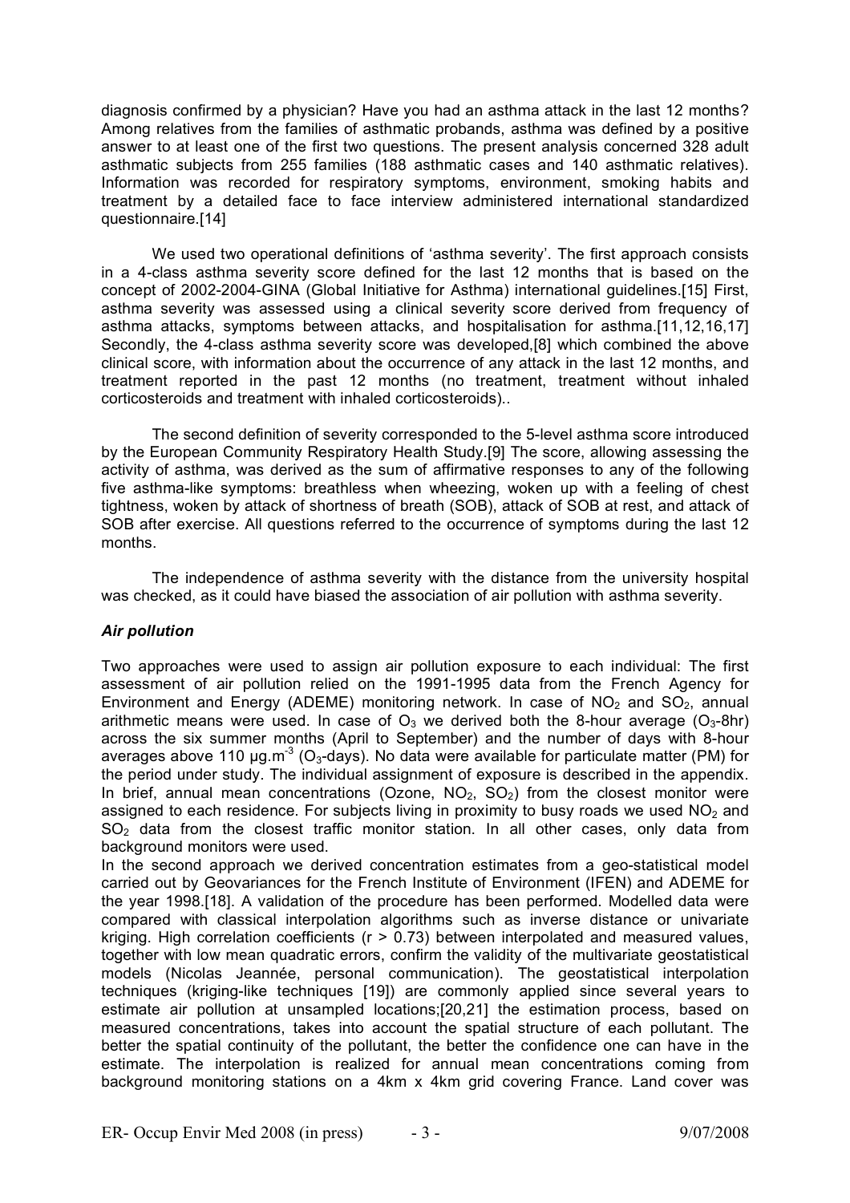diagnosis confirmed by a physician? Have you had an asthma attack in the last 12 months? Among relatives from the families of asthmatic probands, asthma was defined by a positive answer to at least one of the first two questions. The present analysis concerned 328 adult asthmatic subjects from 255 families (188 asthmatic cases and 140 asthmatic relatives). Information was recorded for respiratory symptoms, environment, smoking habits and treatment by a detailed face to face interview administered international standardized questionnaire.[14]

We used two operational definitions of 'asthma severity'. The first approach consists in a 4-class asthma severity score defined for the last 12 months that is based on the concept of 2002-2004-GINA (Global Initiative for Asthma) international guidelines.[15] First, asthma severity was assessed using a clinical severity score derived from frequency of asthma attacks, symptoms between attacks, and hospitalisation for asthma.[11,12,16,17] Secondly, the 4-class asthma severity score was developed,[8] which combined the above clinical score, with information about the occurrence of any attack in the last 12 months, and treatment reported in the past 12 months (no treatment, treatment without inhaled corticosteroids and treatment with inhaled corticosteroids)..

The second definition of severity corresponded to the 5-level asthma score introduced by the European Community Respiratory Health Study.[9] The score, allowing assessing the activity of asthma, was derived as the sum of affirmative responses to any of the following five asthma-like symptoms: breathless when wheezing, woken up with a feeling of chest tightness, woken by attack of shortness of breath (SOB), attack of SOB at rest, and attack of SOB after exercise. All questions referred to the occurrence of symptoms during the last 12 months.

The independence of asthma severity with the distance from the university hospital was checked, as it could have biased the association of air pollution with asthma severity.

### *Air pollution*

Two approaches were used to assign air pollution exposure to each individual: The first assessment of air pollution relied on the 1991-1995 data from the French Agency for Environment and Energy (ADEME) monitoring network. In case of $NO_2$ and $SO_2$, annual arithmetic means were used. In case of $O_3$ we derived both the 8-hour average ($O_3$-8hr) across the six summer months (April to September) and the number of days with 8-hour averages above 110 $\mu g.m^{-3}$ ($O_3$-days). No data were available for particulate matter (PM) for the period under study. The individual assignment of exposure is described in the appendix. In brief, annual mean concentrations (Ozone, $NO_2$, $SO_2$) from the closest monitor were assigned to each residence. For subjects living in proximity to busy roads we used $NO_2$ and $SO_2$ data from the closest traffic monitor station. In all other cases, only data from background monitors were used.

In the second approach we derived concentration estimates from a geo-statistical model carried out by Geovariances for the French Institute of Environment (IFEN) and ADEME for the year 1998.[18]. A validation of the procedure has been performed. Modelled data were compared with classical interpolation algorithms such as inverse distance or univariate kriging. High correlation coefficients ($r > 0.73$) between interpolated and measured values, together with low mean quadratic errors, confirm the validity of the multivariate geostatistical models (Nicolas Jeannée, personal communication). The geostatistical interpolation techniques (kriging-like techniques [19]) are commonly applied since several years to estimate air pollution at unsampled locations;[20,21] the estimation process, based on measured concentrations, takes into account the spatial structure of each pollutant. The better the spatial continuity of the pollutant, the better the confidence one can have in the estimate. The interpolation is realized for annual mean concentrations coming from background monitoring stations on a 4km x 4km grid covering France. Land cover was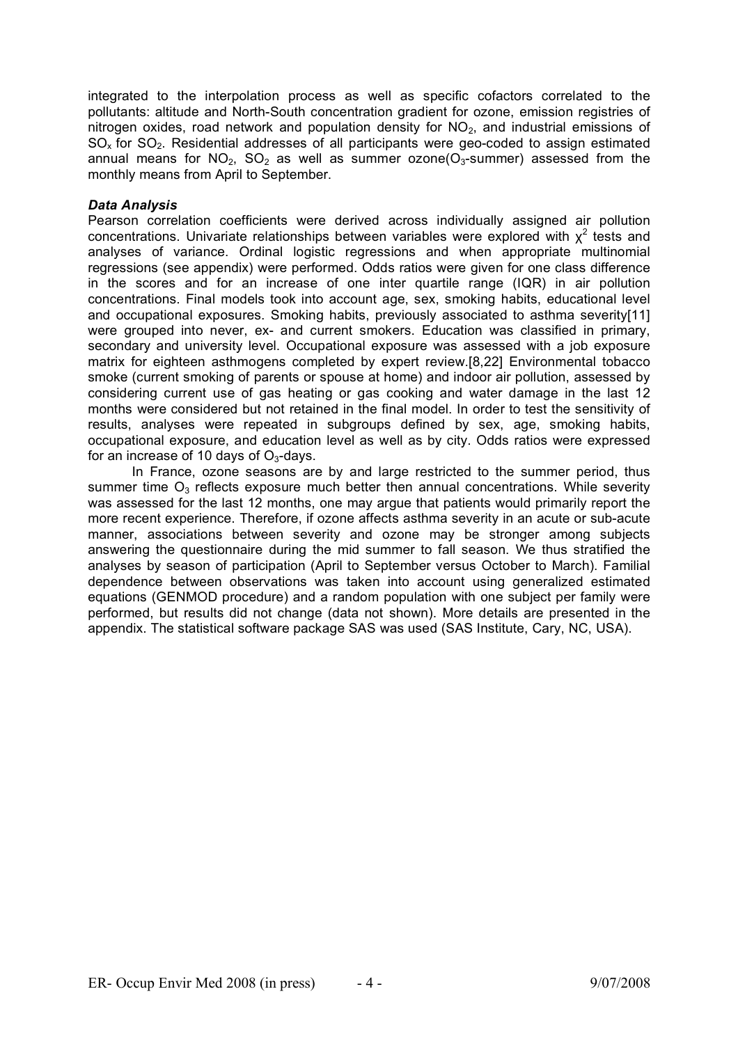integrated to the interpolation process as well as specific cofactors correlated to the pollutants: altitude and North-South concentration gradient for ozone, emission registries of nitrogen oxides, road network and population density for $NO_2$, and industrial emissions of $SO_x$ for $SO_2$. Residential addresses of all participants were geo-coded to assign estimated annual means for $NO_2$, $SO_2$ as well as summer ozone($O_3$-summer) assessed from the monthly means from April to September.

***Data Analysis***

Pearson correlation coefficients were derived across individually assigned air pollution concentrations. Univariate relationships between variables were explored with $\chi^2$ tests and analyses of variance. Ordinal logistic regressions and when appropriate multinomial regressions (see appendix) were performed. Odds ratios were given for one class difference in the scores and for an increase of one inter quartile range (IQR) in air pollution concentrations. Final models took into account age, sex, smoking habits, educational level and occupational exposures. Smoking habits, previously associated to asthma severity[11] were grouped into never, ex- and current smokers. Education was classified in primary, secondary and university level. Occupational exposure was assessed with a job exposure matrix for eighteen asthmogens completed by expert review.[8,22] Environmental tobacco smoke (current smoking of parents or spouse at home) and indoor air pollution, assessed by considering current use of gas heating or gas cooking and water damage in the last 12 months were considered but not retained in the final model. In order to test the sensitivity of results, analyses were repeated in subgroups defined by sex, age, smoking habits, occupational exposure, and education level as well as by city. Odds ratios were expressed for an increase of 10 days of $O_3$-days.

In France, ozone seasons are by and large restricted to the summer period, thus summer time $O_3$ reflects exposure much better then annual concentrations. While severity was assessed for the last 12 months, one may argue that patients would primarily report the more recent experience. Therefore, if ozone affects asthma severity in an acute or sub-acute manner, associations between severity and ozone may be stronger among subjects answering the questionnaire during the mid summer to fall season. We thus stratified the analyses by season of participation (April to September versus October to March). Familial dependence between observations was taken into account using generalized estimated equations (GENMOD procedure) and a random population with one subject per family were performed, but results did not change (data not shown). More details are presented in the appendix. The statistical software package SAS was used (SAS Institute, Cary, NC, USA).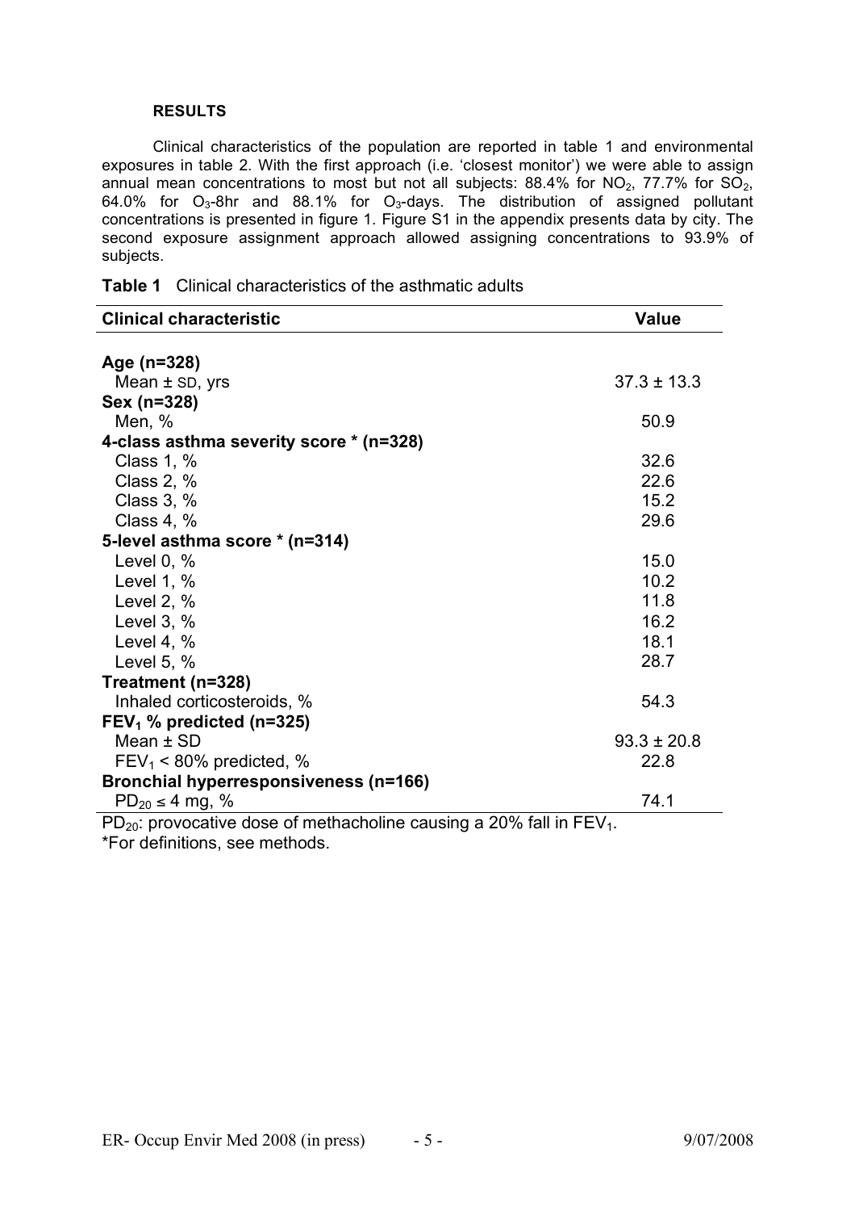## RESULTS

Clinical characteristics of the population are reported in table 1 and environmental exposures in table 2. With the first approach (i.e. 'closest monitor') we were able to assign annual mean concentrations to most but not all subjects: 88.4% for $NO_2$, 77.7% for $SO_2$, 64.0% for $O_3$-8hr and 88.1% for $O_3$-days. The distribution of assigned pollutant concentrations is presented in figure 1. Figure S1 in the appendix presents data by city. The second exposure assignment approach allowed assigning concentrations to 93.9% of subjects.

**Table 1** Clinical characteristics of the asthmatic adults

| Clinical characteristic | Value |
|---|---|
| **Age (n=328)** | |
| Mean ± SD, yrs | 37.3 ± 13.3 |
| **Sex (n=328)** | |
| Men, % | 50.9 |
| **4-class asthma severity score * (n=328)** | |
| Class 1, % | 32.6 |
| Class 2, % | 22.6 |
| Class 3, % | 15.2 |
| Class 4, % | 29.6 |
| **5-level asthma score * (n=314)** | |
| Level 0, % | 15.0 |
| Level 1, % | 10.2 |
| Level 2, % | 11.8 |
| Level 3, % | 16.2 |
| Level 4, % | 18.1 |
| Level 5, % | 28.7 |
| **Treatment (n=328)** | |
| Inhaled corticosteroids, % | 54.3 |
| **$FEV_1$ % predicted (n=325)** | |
| Mean ± SD | 93.3 ± 20.8 |
| $FEV_1$ < 80% predicted, % | 22.8 |
| **Bronchial hyperresponsiveness (n=166)** | |
| $PD_{20} \leq 4$ mg, % | 74.1 |

$PD_{20}$: provocative dose of methacholine causing a 20% fall in $FEV_1$.
*For definitions, see methods.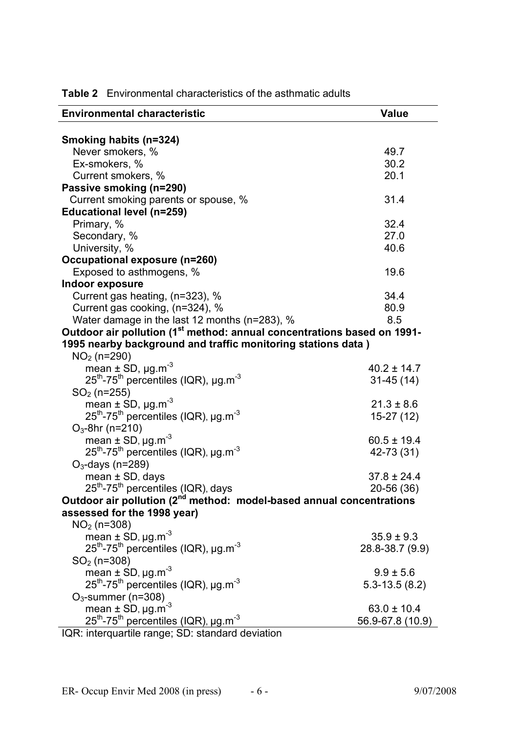**Table 2** Environmental characteristics of the asthmatic adults

| Environmental characteristic | Value |
|---|---|
| **Smoking habits (n=324)** | |
| Never smokers, % | 49.7 |
| Ex-smokers, % | 30.2 |
| Current smokers, % | 20.1 |
| **Passive smoking (n=290)** | |
| Current smoking parents or spouse, % | 31.4 |
| **Educational level (n=259)** | |
| Primary, % | 32.4 |
| Secondary, % | 27.0 |
| University, % | 40.6 |
| **Occupational exposure (n=260)** | |
| Exposed to asthmogens, % | 19.6 |
| **Indoor exposure** | |
| Current gas heating, (n=323), % | 34.4 |
| Current gas cooking, (n=324), % | 80.9 |
| Water damage in the last 12 months (n=283), % | 8.5 |
| **Outdoor air pollution (1st method: annual concentrations based on 1991-1995 nearby background and traffic monitoring stations data )** | |
| $NO_2$ (n=290) | |
| mean ± SD, $\mu g.m^{-3}$ | 40.2 ± 14.7 |
| $25^{th}$-$75^{th}$ percentiles (IQR), $\mu g.m^{-3}$ | 31-45 (14) |
| $SO_2$ (n=255) | |
| mean ± SD, $\mu g.m^{-3}$ | 21.3 ± 8.6 |
| $25^{th}$-$75^{th}$ percentiles (IQR), $\mu g.m^{-3}$ | 15-27 (12) |
| $O_3$-8hr (n=210) | |
| mean ± SD, $\mu g.m^{-3}$ | 60.5 ± 19.4 |
| $25^{th}$-$75^{th}$ percentiles (IQR), $\mu g.m^{-3}$ | 42-73 (31) |
| $O_3$-days (n=289) | |
| mean ± SD, days | 37.8 ± 24.4 |
| $25^{th}$-$75^{th}$ percentiles (IQR), days | 20-56 (36) |
| **Outdoor air pollution (2nd method: model-based annual concentrations assessed for the 1998 year)** | |
| $NO_2$ (n=308) | |
| mean ± SD, $\mu g.m^{-3}$ | 35.9 ± 9.3 |
| $25^{th}$-$75^{th}$ percentiles (IQR), $\mu g.m^{-3}$ | 28.8-38.7 (9.9) |
| $SO_2$ (n=308) | |
| mean ± SD, $\mu g.m^{-3}$ | 9.9 ± 5.6 |
| $25^{th}$-$75^{th}$ percentiles (IQR), $\mu g.m^{-3}$ | 5.3-13.5 (8.2) |
| $O_3$-summer (n=308) | |
| mean ± SD, $\mu g.m^{-3}$ | 63.0 ± 10.4 |
| $25^{th}$-$75^{th}$ percentiles (IQR), $\mu g.m^{-3}$ | 56.9-67.8 (10.9) |

IQR: interquartile range; SD: standard deviation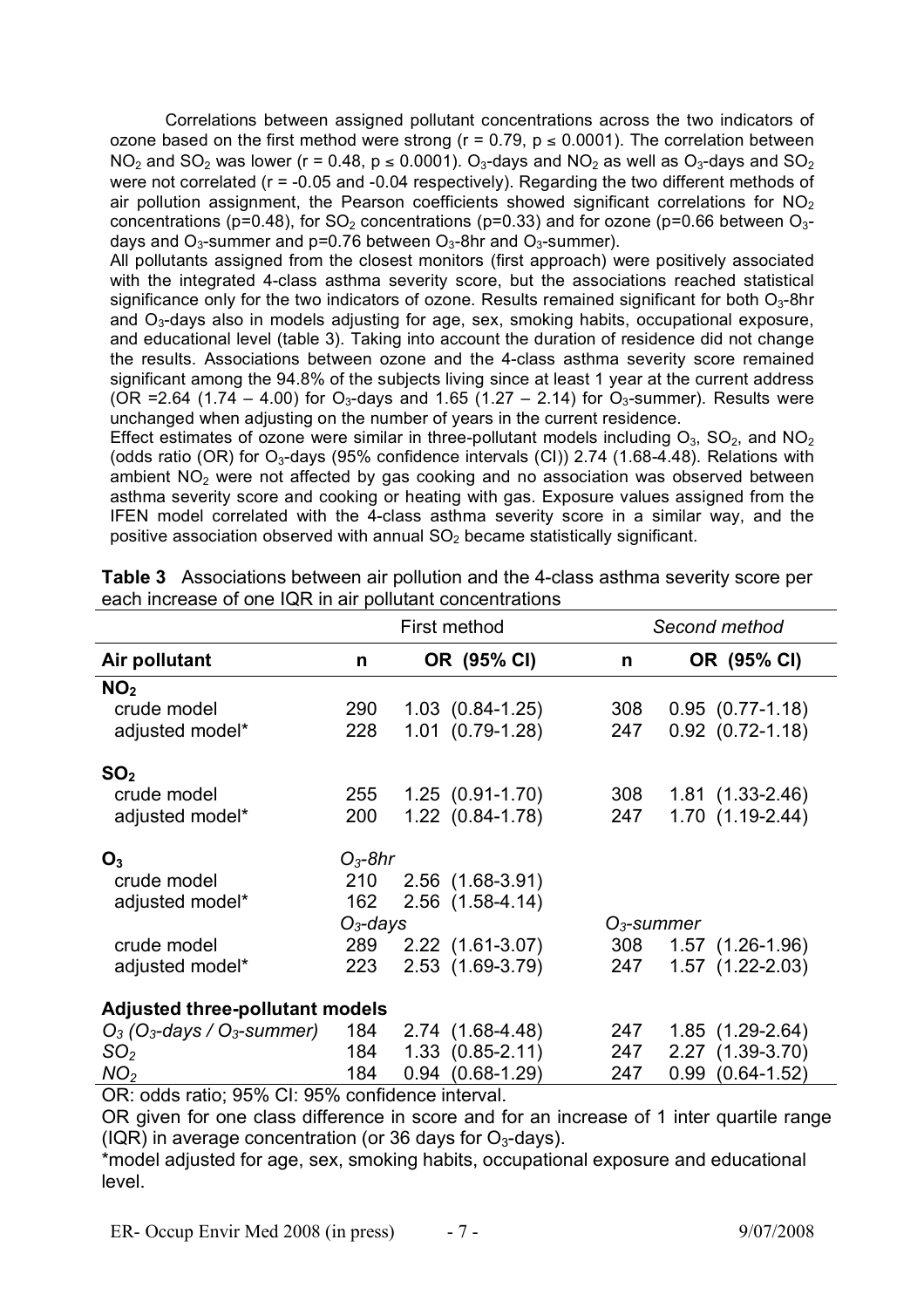Correlations between assigned pollutant concentrations across the two indicators of ozone based on the first method were strong ($r = 0.79$, $p \leq 0.0001$). The correlation between $NO_2$ and $SO_2$ was lower ($r = 0.48$, $p \leq 0.0001$). $O_3$-days and $NO_2$ as well as $O_3$-days and $SO_2$ were not correlated ($r = -0.05$ and $-0.04$ respectively). Regarding the two different methods of air pollution assignment, the Pearson coefficients showed significant correlations for $NO_2$ concentrations ($\rho=0.48$), for $SO_2$ concentrations ($\rho=0.33$) and for ozone ($\rho=0.66$ between $O_3$-days and $O_3$-summer and $\rho=0.76$ between $O_3$-8hr and $O_3$-summer).

All pollutants assigned from the closest monitors (first approach) were positively associated with the integrated 4-class asthma severity score, but the associations reached statistical significance only for the two indicators of ozone. Results remained significant for both $O_3$-8hr and $O_3$-days also in models adjusting for age, sex, smoking habits, occupational exposure, and educational level (table 3). Taking into account the duration of residence did not change the results. Associations between ozone and the 4-class asthma severity score remained significant among the 94.8% of the subjects living since at least 1 year at the current address (OR =2.64 (1.74 – 4.00) for $O_3$-days and 1.65 (1.27 – 2.14) for $O_3$-summer). Results were unchanged when adjusting on the number of years in the current residence.

Effect estimates of ozone were similar in three-pollutant models including $O_3$, $SO_2$, and $NO_2$ (odds ratio (OR) for $O_3$-days (95% confidence intervals (CI)) 2.74 (1.68-4.48). Relations with ambient $NO_2$ were not affected by gas cooking and no association was observed between asthma severity score and cooking or heating with gas. Exposure values assigned from the IFEN model correlated with the 4-class asthma severity score in a similar way, and the positive association observed with annual $SO_2$ became statistically significant.

**Table 3** Associations between air pollution and the 4-class asthma severity score per each increase of one IQR in air pollutant concentrations

| | First method | | *Second method* | |
|---|---|---|---|---|
| **Air pollutant** | **n** | **OR (95% CI)** | **n** | **OR (95% CI)** |
| **$NO_2$** | | | | |
| crude model | 290 | 1.03 (0.84-1.25) | 308 | 0.95 (0.77-1.18) |
| adjusted model* | 228 | 1.01 (0.79-1.28) | 247 | 0.92 (0.72-1.18) |
| **$SO_2$** | | | | |
| crude model | 255 | 1.25 (0.91-1.70) | 308 | 1.81 (1.33-2.46) |
| adjusted model* | 200 | 1.22 (0.84-1.78) | 247 | 1.70 (1.19-2.44) |
| **$O_3$** | *$O_3$-8hr* | | | |
| crude model | 210 | 2.56 (1.68-3.91) | | |
| adjusted model* | 162 | 2.56 (1.58-4.14) | | |
| | *$O_3$-days* | | *$O_3$-summer* | |
| crude model | 289 | 2.22 (1.61-3.07) | 308 | 1.57 (1.26-1.96) |
| adjusted model* | 223 | 2.53 (1.69-3.79) | 247 | 1.57 (1.22-2.03) |
| **Adjusted three-pollutant models** | | | | |
| *$O_3$ ($O_3$-days / $O_3$-summer)* | 184 | 2.74 (1.68-4.48) | 247 | 1.85 (1.29-2.64) |
| *$SO_2$* | 184 | 1.33 (0.85-2.11) | 247 | 2.27 (1.39-3.70) |
| *$NO_2$* | 184 | 0.94 (0.68-1.29) | 247 | 0.99 (0.64-1.52) |

OR: odds ratio; 95% CI: 95% confidence interval.

OR given for one class difference in score and for an increase of 1 inter quartile range (IQR) in average concentration (or 36 days for $O_3$-days).

*model adjusted for age, sex, smoking habits, occupational exposure and educational level.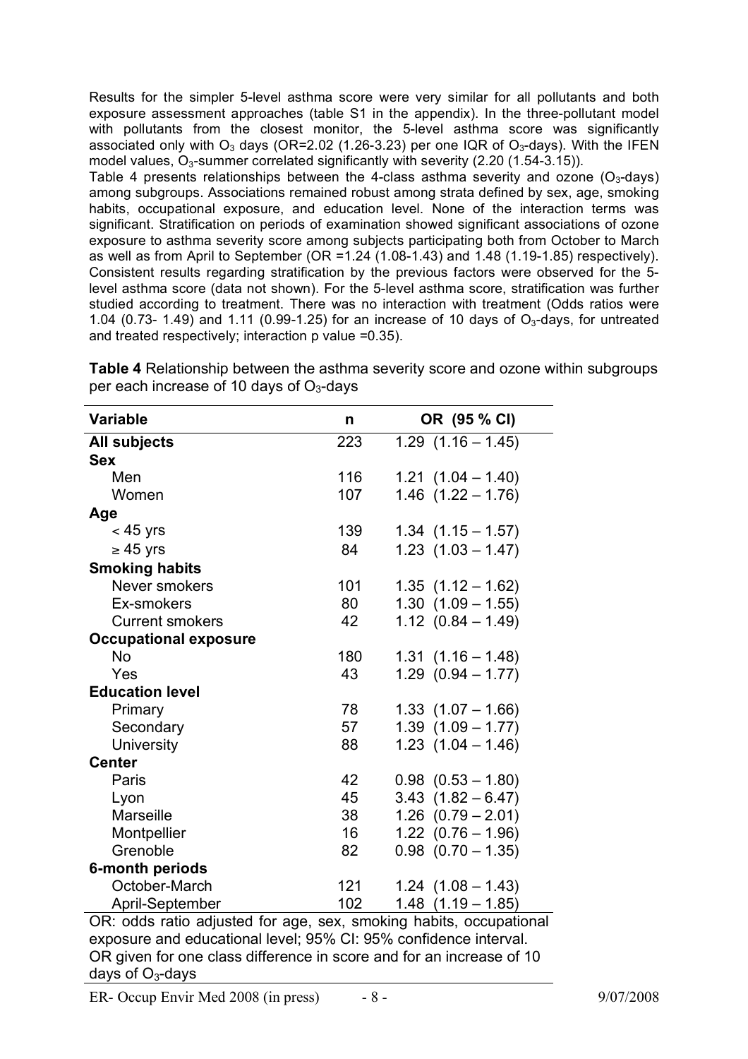Results for the simpler 5-level asthma score were very similar for all pollutants and both exposure assessment approaches (table S1 in the appendix). In the three-pollutant model with pollutants from the closest monitor, the 5-level asthma score was significantly associated only with $O_3$ days (OR=2.02 (1.26-3.23) per one IQR of $O_3$-days). With the IFEN model values, $O_3$-summer correlated significantly with severity (2.20 (1.54-3.15)).

Table 4 presents relationships between the 4-class asthma severity and ozone ($O_3$-days) among subgroups. Associations remained robust among strata defined by sex, age, smoking habits, occupational exposure, and education level. None of the interaction terms was significant. Stratification on periods of examination showed significant associations of ozone exposure to asthma severity score among subjects participating both from October to March as well as from April to September (OR =1.24 (1.08-1.43) and 1.48 (1.19-1.85) respectively). Consistent results regarding stratification by the previous factors were observed for the 5-level asthma score (data not shown). For the 5-level asthma score, stratification was further studied according to treatment. There was no interaction with treatment (Odds ratios were 1.04 (0.73- 1.49) and 1.11 (0.99-1.25) for an increase of 10 days of $O_3$-days, for untreated and treated respectively; interaction p value =0.35).

**Table 4** Relationship between the asthma severity score and ozone within subgroups per each increase of 10 days of $O_3$-days

| Variable | n | OR (95 % CI) |
|---|---|---|
| **All subjects** | 223 | 1.29 (1.16 – 1.45) |
| **Sex** | | |
| Men | 116 | 1.21 (1.04 – 1.40) |
| Women | 107 | 1.46 (1.22 – 1.76) |
| **Age** | | |
| < 45 yrs | 139 | 1.34 (1.15 – 1.57) |
| ≥ 45 yrs | 84 | 1.23 (1.03 – 1.47) |
| **Smoking habits** | | |
| Never smokers | 101 | 1.35 (1.12 – 1.62) |
| Ex-smokers | 80 | 1.30 (1.09 – 1.55) |
| Current smokers | 42 | 1.12 (0.84 – 1.49) |
| **Occupational exposure** | | |
| No | 180 | 1.31 (1.16 – 1.48) |
| Yes | 43 | 1.29 (0.94 – 1.77) |
| **Education level** | | |
| Primary | 78 | 1.33 (1.07 – 1.66) |
| Secondary | 57 | 1.39 (1.09 – 1.77) |
| University | 88 | 1.23 (1.04 – 1.46) |
| **Center** | | |
| Paris | 42 | 0.98 (0.53 – 1.80) |
| Lyon | 45 | 3.43 (1.82 – 6.47) |
| Marseille | 38 | 1.26 (0.79 – 2.01) |
| Montpellier | 16 | 1.22 (0.76 – 1.96) |
| Grenoble | 82 | 0.98 (0.70 – 1.35) |
| **6-month periods** | | |
| October-March | 121 | 1.24 (1.08 – 1.43) |
| April-September | 102 | 1.48 (1.19 – 1.85) |

OR: odds ratio adjusted for age, sex, smoking habits, occupational exposure and educational level; 95% CI: 95% confidence interval. OR given for one class difference in score and for an increase of 10 days of $O_3$-days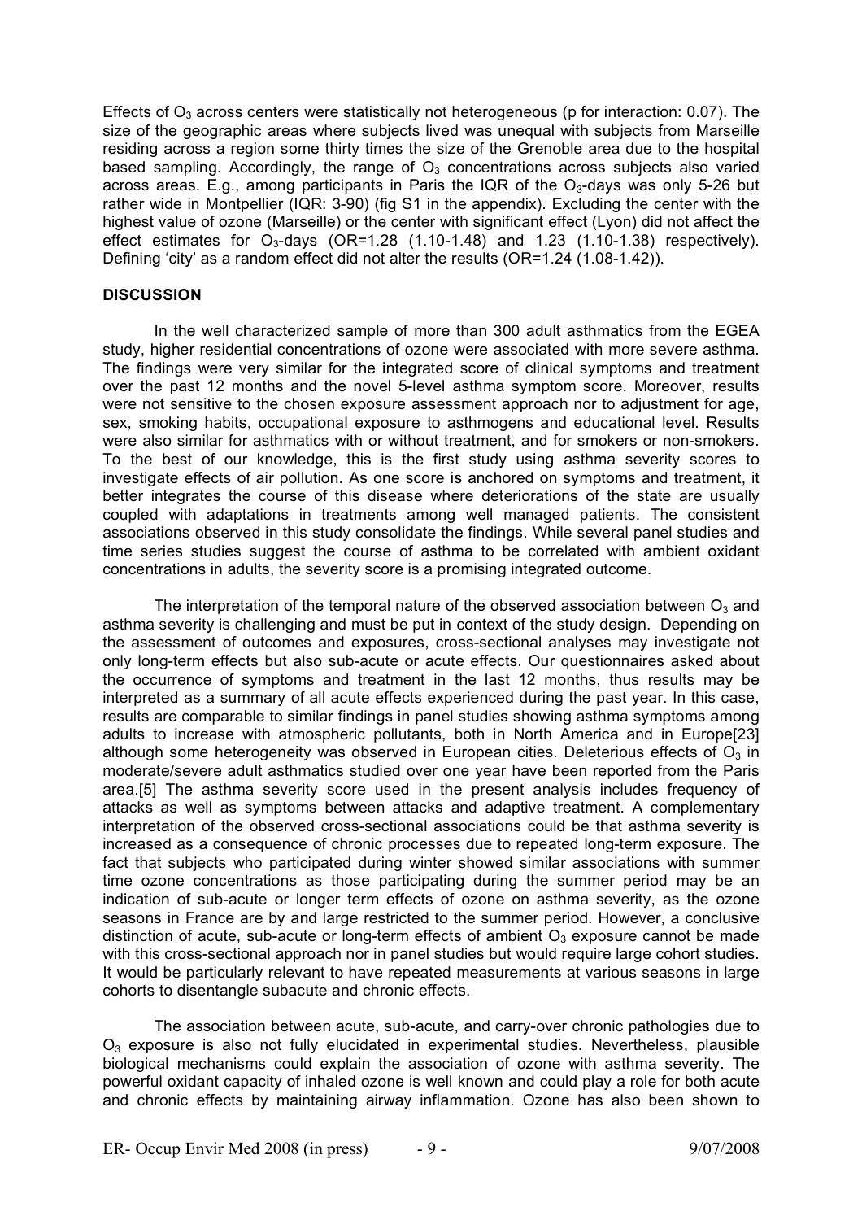Effects of $O_3$ across centers were statistically not heterogeneous (p for interaction: 0.07). The size of the geographic areas where subjects lived was unequal with subjects from Marseille residing across a region some thirty times the size of the Grenoble area due to the hospital based sampling. Accordingly, the range of $O_3$ concentrations across subjects also varied across areas. E.g., among participants in Paris the IQR of the $O_3$-days was only 5-26 but rather wide in Montpellier (IQR: 3-90) (fig S1 in the appendix). Excluding the center with the highest value of ozone (Marseille) or the center with significant effect (Lyon) did not affect the effect estimates for $O_3$-days (OR=1.28 (1.10-1.48) and 1.23 (1.10-1.38) respectively). Defining 'city' as a random effect did not alter the results (OR=1.24 (1.08-1.42)).

## DISCUSSION

In the well characterized sample of more than 300 adult asthmatics from the EGEA study, higher residential concentrations of ozone were associated with more severe asthma. The findings were very similar for the integrated score of clinical symptoms and treatment over the past 12 months and the novel 5-level asthma symptom score. Moreover, results were not sensitive to the chosen exposure assessment approach nor to adjustment for age, sex, smoking habits, occupational exposure to asthmogens and educational level. Results were also similar for asthmatics with or without treatment, and for smokers or non-smokers. To the best of our knowledge, this is the first study using asthma severity scores to investigate effects of air pollution. As one score is anchored on symptoms and treatment, it better integrates the course of this disease where deteriorations of the state are usually coupled with adaptations in treatments among well managed patients. The consistent associations observed in this study consolidate the findings. While several panel studies and time series studies suggest the course of asthma to be correlated with ambient oxidant concentrations in adults, the severity score is a promising integrated outcome.

The interpretation of the temporal nature of the observed association between $O_3$ and asthma severity is challenging and must be put in context of the study design. Depending on the assessment of outcomes and exposures, cross-sectional analyses may investigate not only long-term effects but also sub-acute or acute effects. Our questionnaires asked about the occurrence of symptoms and treatment in the last 12 months, thus results may be interpreted as a summary of all acute effects experienced during the past year. In this case, results are comparable to similar findings in panel studies showing asthma symptoms among adults to increase with atmospheric pollutants, both in North America and in Europe[23] although some heterogeneity was observed in European cities. Deleterious effects of $O_3$ in moderate/severe adult asthmatics studied over one year have been reported from the Paris area.[5] The asthma severity score used in the present analysis includes frequency of attacks as well as symptoms between attacks and adaptive treatment. A complementary interpretation of the observed cross-sectional associations could be that asthma severity is increased as a consequence of chronic processes due to repeated long-term exposure. The fact that subjects who participated during winter showed similar associations with summer time ozone concentrations as those participating during the summer period may be an indication of sub-acute or longer term effects of ozone on asthma severity, as the ozone seasons in France are by and large restricted to the summer period. However, a conclusive distinction of acute, sub-acute or long-term effects of ambient $O_3$ exposure cannot be made with this cross-sectional approach nor in panel studies but would require large cohort studies. It would be particularly relevant to have repeated measurements at various seasons in large cohorts to disentangle subacute and chronic effects.

The association between acute, sub-acute, and carry-over chronic pathologies due to $O_3$ exposure is also not fully elucidated in experimental studies. Nevertheless, plausible biological mechanisms could explain the association of ozone with asthma severity. The powerful oxidant capacity of inhaled ozone is well known and could play a role for both acute and chronic effects by maintaining airway inflammation. Ozone has also been shown to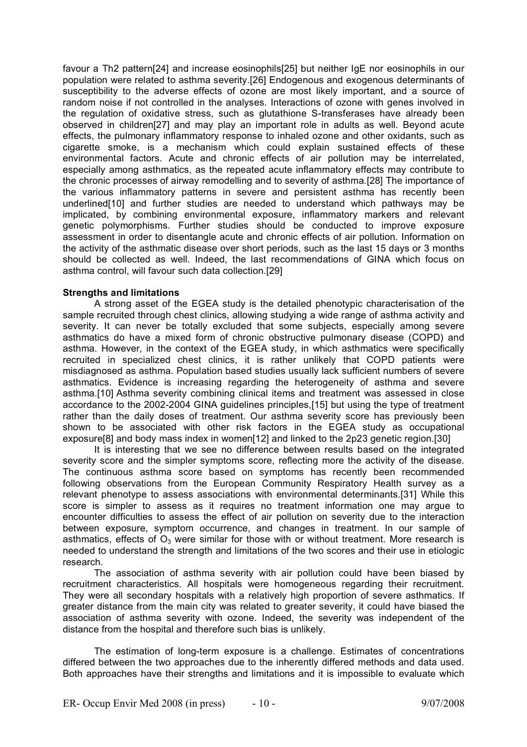favour a Th2 pattern[24] and increase eosinophils[25] but neither IgE nor eosinophils in our population were related to asthma severity.[26] Endogenous and exogenous determinants of susceptibility to the adverse effects of ozone are most likely important, and a source of random noise if not controlled in the analyses. Interactions of ozone with genes involved in the regulation of oxidative stress, such as glutathione S-transferases have already been observed in children[27] and may play an important role in adults as well. Beyond acute effects, the pulmonary inflammatory response to inhaled ozone and other oxidants, such as cigarette smoke, is a mechanism which could explain sustained effects of these environmental factors. Acute and chronic effects of air pollution may be interrelated, especially among asthmatics, as the repeated acute inflammatory effects may contribute to the chronic processes of airway remodelling and to severity of asthma.[28] The importance of the various inflammatory patterns in severe and persistent asthma has recently been underlined[10] and further studies are needed to understand which pathways may be implicated, by combining environmental exposure, inflammatory markers and relevant genetic polymorphisms. Further studies should be conducted to improve exposure assessment in order to disentangle acute and chronic effects of air pollution. Information on the activity of the asthmatic disease over short periods, such as the last 15 days or 3 months should be collected as well. Indeed, the last recommendations of GINA which focus on asthma control, will favour such data collection.[29]

**Strengths and limitations**

A strong asset of the EGEA study is the detailed phenotypic characterisation of the sample recruited through chest clinics, allowing studying a wide range of asthma activity and severity. It can never be totally excluded that some subjects, especially among severe asthmatics do have a mixed form of chronic obstructive pulmonary disease (COPD) and asthma. However, in the context of the EGEA study, in which asthmatics were specifically recruited in specialized chest clinics, it is rather unlikely that COPD patients were misdiagnosed as asthma. Population based studies usually lack sufficient numbers of severe asthmatics. Evidence is increasing regarding the heterogeneity of asthma and severe asthma.[10] Asthma severity combining clinical items and treatment was assessed in close accordance to the 2002-2004 GINA guidelines principles,[15] but using the type of treatment rather than the daily doses of treatment. Our asthma severity score has previously been shown to be associated with other risk factors in the EGEA study as occupational exposure[8] and body mass index in women[12] and linked to the 2p23 genetic region.[30]

It is interesting that we see no difference between results based on the integrated severity score and the simpler symptoms score, reflecting more the activity of the disease. The continuous asthma score based on symptoms has recently been recommended following observations from the European Community Respiratory Health survey as a relevant phenotype to assess associations with environmental determinants.[31] While this score is simpler to assess as it requires no treatment information one may argue to encounter difficulties to assess the effect of air pollution on severity due to the interaction between exposure, symptom occurrence, and changes in treatment. In our sample of asthmatics, effects of $O_3$ were similar for those with or without treatment. More research is needed to understand the strength and limitations of the two scores and their use in etiologic research.

The association of asthma severity with air pollution could have been biased by recruitment characteristics. All hospitals were homogeneous regarding their recruitment. They were all secondary hospitals with a relatively high proportion of severe asthmatics. If greater distance from the main city was related to greater severity, it could have biased the association of asthma severity with ozone. Indeed, the severity was independent of the distance from the hospital and therefore such bias is unlikely.

The estimation of long-term exposure is a challenge. Estimates of concentrations differed between the two approaches due to the inherently differed methods and data used. Both approaches have their strengths and limitations and it is impossible to evaluate which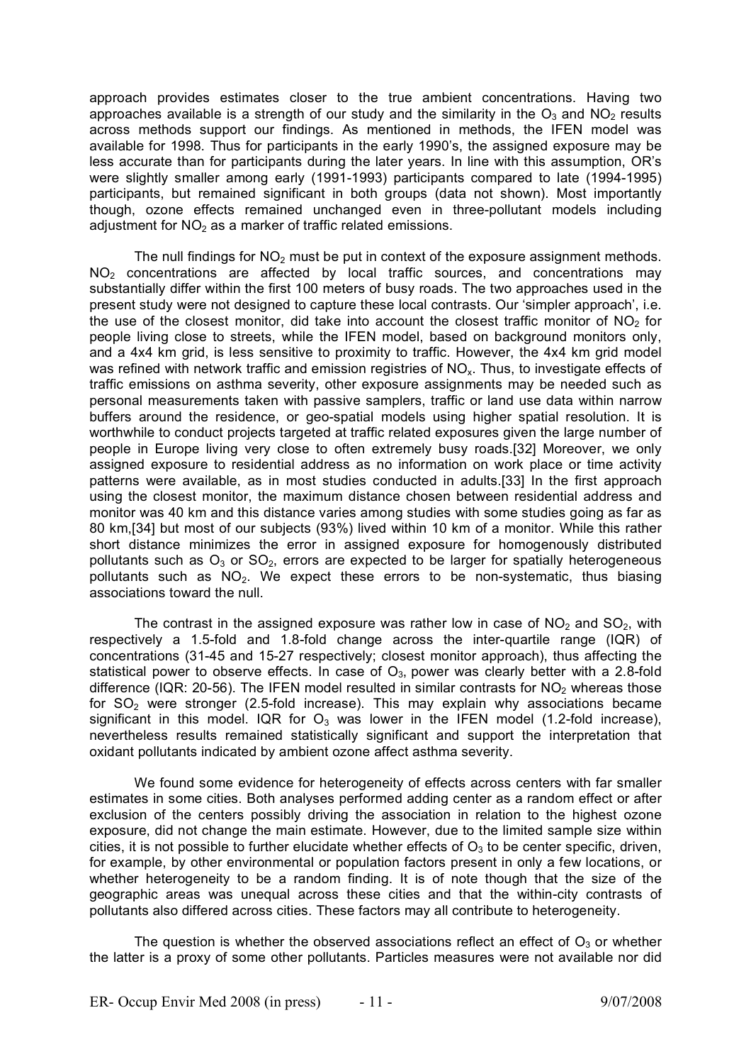approach provides estimates closer to the true ambient concentrations. Having two approaches available is a strength of our study and the similarity in the $O_3$ and $NO_2$ results across methods support our findings. As mentioned in methods, the IFEN model was available for 1998. Thus for participants in the early 1990's, the assigned exposure may be less accurate than for participants during the later years. In line with this assumption, OR's were slightly smaller among early (1991-1993) participants compared to late (1994-1995) participants, but remained significant in both groups (data not shown). Most importantly though, ozone effects remained unchanged even in three-pollutant models including adjustment for $NO_2$ as a marker of traffic related emissions.

The null findings for $NO_2$ must be put in context of the exposure assignment methods. $NO_2$ concentrations are affected by local traffic sources, and concentrations may substantially differ within the first 100 meters of busy roads. The two approaches used in the present study were not designed to capture these local contrasts. Our 'simpler approach', i.e. the use of the closest monitor, did take into account the closest traffic monitor of $NO_2$ for people living close to streets, while the IFEN model, based on background monitors only, and a 4x4 km grid, is less sensitive to proximity to traffic. However, the 4x4 km grid model was refined with network traffic and emission registries of $NO_x$. Thus, to investigate effects of traffic emissions on asthma severity, other exposure assignments may be needed such as personal measurements taken with passive samplers, traffic or land use data within narrow buffers around the residence, or geo-spatial models using higher spatial resolution. It is worthwhile to conduct projects targeted at traffic related exposures given the large number of people in Europe living very close to often extremely busy roads.[32] Moreover, we only assigned exposure to residential address as no information on work place or time activity patterns were available, as in most studies conducted in adults.[33] In the first approach using the closest monitor, the maximum distance chosen between residential address and monitor was 40 km and this distance varies among studies with some studies going as far as 80 km,[34] but most of our subjects (93%) lived within 10 km of a monitor. While this rather short distance minimizes the error in assigned exposure for homogenously distributed pollutants such as $O_3$ or $SO_2$, errors are expected to be larger for spatially heterogeneous pollutants such as $NO_2$. We expect these errors to be non-systematic, thus biasing associations toward the null.

The contrast in the assigned exposure was rather low in case of $NO_2$ and $SO_2$, with respectively a 1.5-fold and 1.8-fold change across the inter-quartile range (IQR) of concentrations (31-45 and 15-27 respectively; closest monitor approach), thus affecting the statistical power to observe effects. In case of $O_3$, power was clearly better with a 2.8-fold difference (IQR: 20-56). The IFEN model resulted in similar contrasts for $NO_2$ whereas those for $SO_2$ were stronger (2.5-fold increase). This may explain why associations became significant in this model. IQR for $O_3$ was lower in the IFEN model (1.2-fold increase), nevertheless results remained statistically significant and support the interpretation that oxidant pollutants indicated by ambient ozone affect asthma severity.

We found some evidence for heterogeneity of effects across centers with far smaller estimates in some cities. Both analyses performed adding center as a random effect or after exclusion of the centers possibly driving the association in relation to the highest ozone exposure, did not change the main estimate. However, due to the limited sample size within cities, it is not possible to further elucidate whether effects of $O_3$ to be center specific, driven, for example, by other environmental or population factors present in only a few locations, or whether heterogeneity to be a random finding. It is of note though that the size of the geographic areas was unequal across these cities and that the within-city contrasts of pollutants also differed across cities. These factors may all contribute to heterogeneity.

The question is whether the observed associations reflect an effect of $O_3$ or whether the latter is a proxy of some other pollutants. Particles measures were not available nor did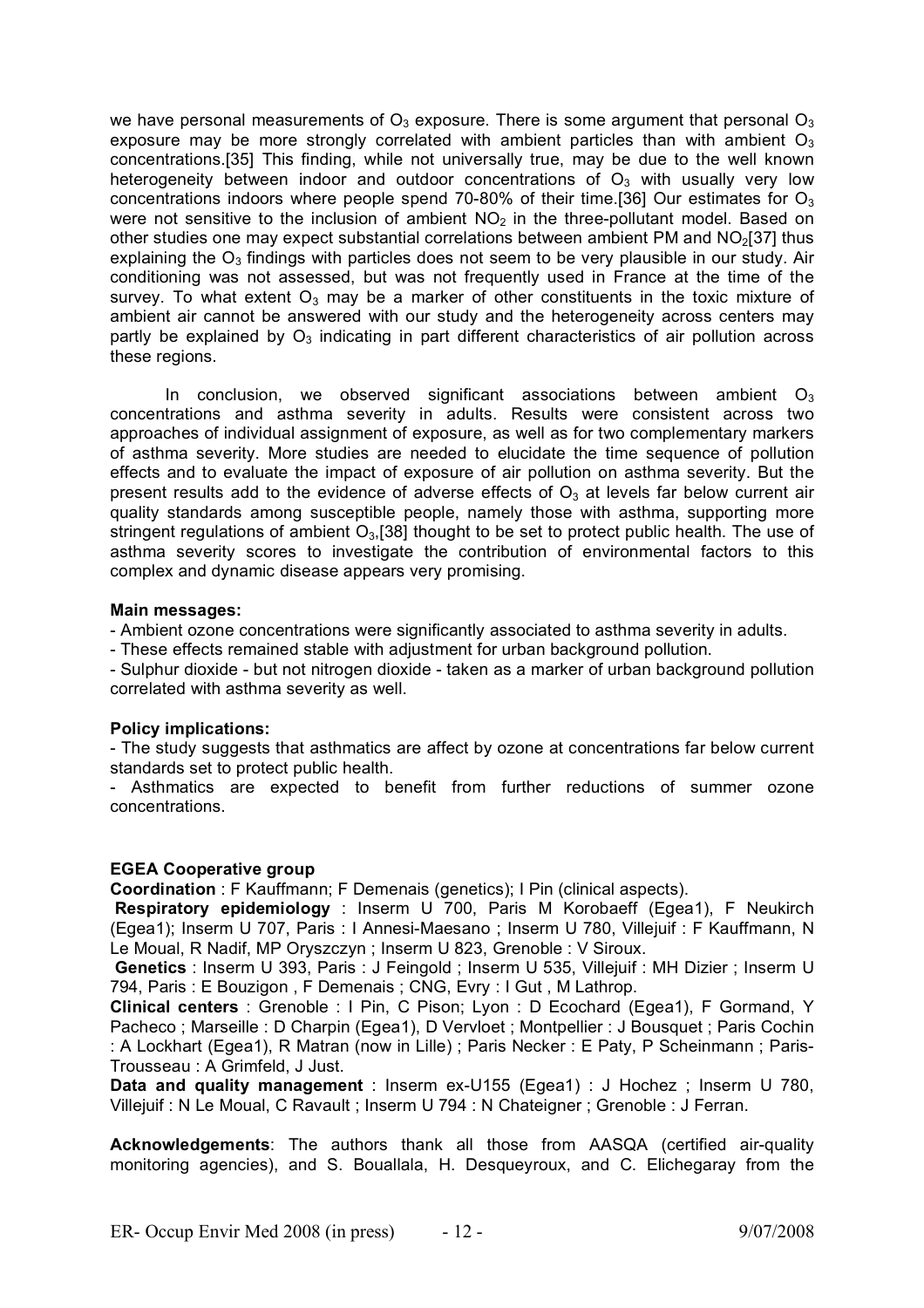we have personal measurements of $O_3$ exposure. There is some argument that personal $O_3$ exposure may be more strongly correlated with ambient particles than with ambient $O_3$ concentrations.[35] This finding, while not universally true, may be due to the well known heterogeneity between indoor and outdoor concentrations of $O_3$ with usually very low concentrations indoors where people spend 70-80% of their time.[36] Our estimates for $O_3$ were not sensitive to the inclusion of ambient $NO_2$ in the three-pollutant model. Based on other studies one may expect substantial correlations between ambient PM and $NO_2$[37] thus explaining the $O_3$ findings with particles does not seem to be very plausible in our study. Air conditioning was not assessed, but was not frequently used in France at the time of the survey. To what extent $O_3$ may be a marker of other constituents in the toxic mixture of ambient air cannot be answered with our study and the heterogeneity across centers may partly be explained by $O_3$ indicating in part different characteristics of air pollution across these regions.

In conclusion, we observed significant associations between ambient $O_3$ concentrations and asthma severity in adults. Results were consistent across two approaches of individual assignment of exposure, as well as for two complementary markers of asthma severity. More studies are needed to elucidate the time sequence of pollution effects and to evaluate the impact of exposure of air pollution on asthma severity. But the present results add to the evidence of adverse effects of $O_3$ at levels far below current air quality standards among susceptible people, namely those with asthma, supporting more stringent regulations of ambient $O_3$,[38] thought to be set to protect public health. The use of asthma severity scores to investigate the contribution of environmental factors to this complex and dynamic disease appears very promising.

**Main messages:**

- Ambient ozone concentrations were significantly associated to asthma severity in adults.
- These effects remained stable with adjustment for urban background pollution.
- Sulphur dioxide - but not nitrogen dioxide - taken as a marker of urban background pollution correlated with asthma severity as well.

**Policy implications:**

- The study suggests that asthmatics are affect by ozone at concentrations far below current standards set to protect public health.
- Asthmatics are expected to benefit from further reductions of summer ozone concentrations.

**EGEA Cooperative group**

**Coordination** : F Kauffmann; F Demenais (genetics); I Pin (clinical aspects).

**Respiratory epidemiology** : Inserm U 700, Paris M Korobaeff (Egea1), F Neukirch (Egea1); Inserm U 707, Paris : I Annesi-Maesano ; Inserm U 780, Villejuif : F Kauffmann, N Le Moual, R Nadif, MP Oryszczyn ; Inserm U 823, Grenoble : V Siroux.

**Genetics** : Inserm U 393, Paris : J Feingold ; Inserm U 535, Villejuif : MH Dizier ; Inserm U 794, Paris : E Bouzigon , F Demenais ; CNG, Evry : I Gut , M Lathrop.

**Clinical centers** : Grenoble : I Pin, C Pison; Lyon : D Ecochard (Egea1), F Gormand, Y Pacheco ; Marseille : D Charpin (Egea1), D Vervloet ; Montpellier : J Bousquet ; Paris Cochin : A Lockhart (Egea1), R Matran (now in Lille) ; Paris Necker : E Paty, P Scheinmann ; Paris-Trousseau : A Grimfeld, J Just.

**Data and quality management** : Inserm ex-U155 (Egea1) : J Hochez ; Inserm U 780, Villejuif : N Le Moual, C Ravault ; Inserm U 794 : N Chateigner ; Grenoble : J Ferran.

**Acknowledgements**: The authors thank all those from AASQA (certified air-quality monitoring agencies), and S. Bouallala, H. Desqueyroux, and C. Elichegaray from the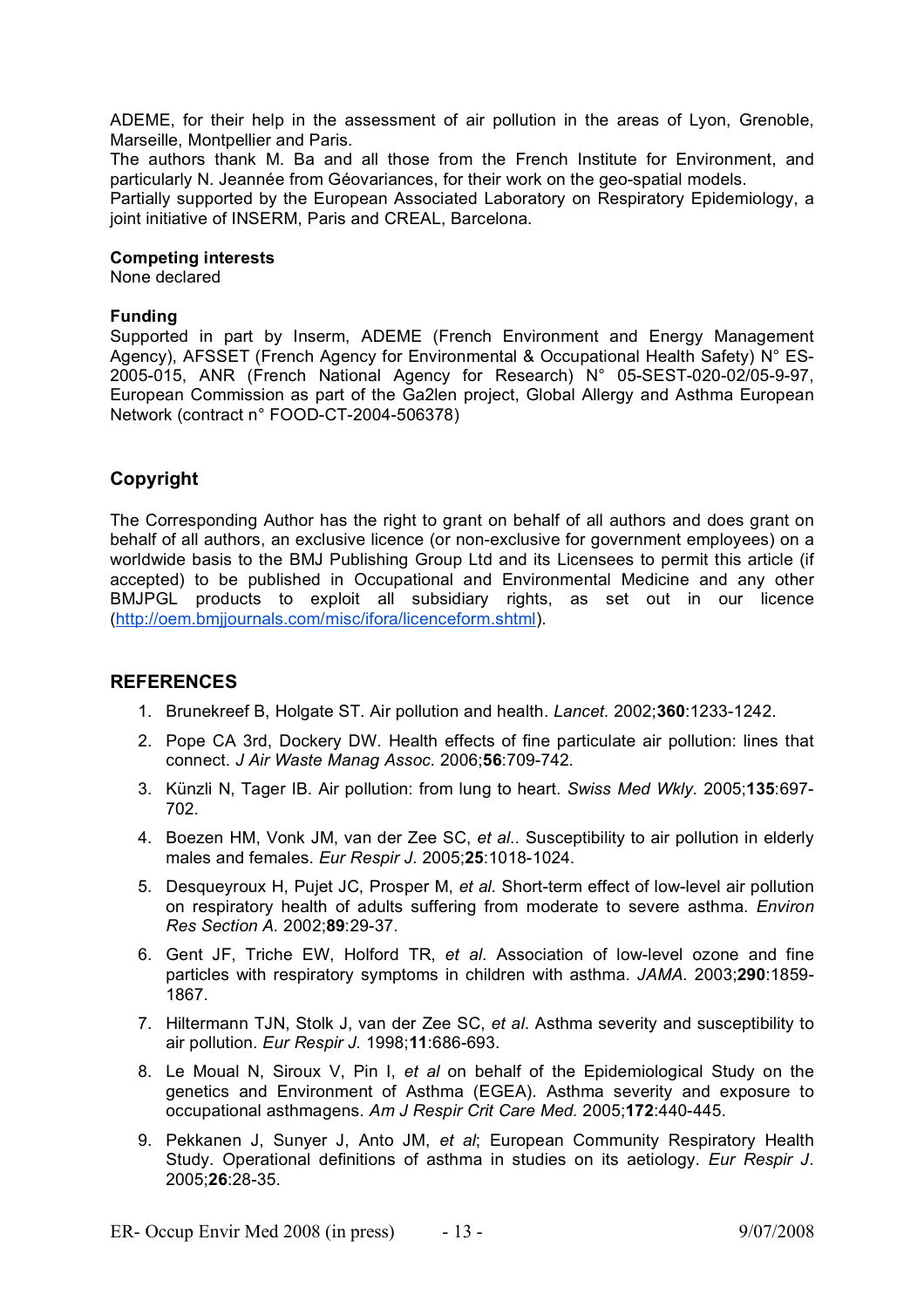ADEME, for their help in the assessment of air pollution in the areas of Lyon, Grenoble, Marseille, Montpellier and Paris.
The authors thank M. Ba and all those from the French Institute for Environment, and particularly N. Jeannée from Géovariances, for their work on the geo-spatial models.
Partially supported by the European Associated Laboratory on Respiratory Epidemiology, a joint initiative of INSERM, Paris and CREAL, Barcelona.

**Competing interests**
None declared

**Funding**
Supported in part by Inserm, ADEME (French Environment and Energy Management Agency), AFSSET (French Agency for Environmental & Occupational Health Safety) N° ES-2005-015, ANR (French National Agency for Research) N° 05-SEST-020-02/05-9-97, European Commission as part of the Ga2len project, Global Allergy and Asthma European Network (contract n° FOOD-CT-2004-506378)

## Copyright

The Corresponding Author has the right to grant on behalf of all authors and does grant on behalf of all authors, an exclusive licence (or non-exclusive for government employees) on a worldwide basis to the BMJ Publishing Group Ltd and its Licensees to permit this article (if accepted) to be published in Occupational and Environmental Medicine and any other BMJPGL products to exploit all subsidiary rights, as set out in our licence (http://oem.bmjjournals.com/misc/ifora/licenceform.shtml).

## REFERENCES

1. Brunekreef B, Holgate ST. Air pollution and health. *Lancet.* 2002;**360**:1233-1242.
2. Pope CA 3rd, Dockery DW. Health effects of fine particulate air pollution: lines that connect. *J Air Waste Manag Assoc.* 2006;**56**:709-742.
3. Künzli N, Tager IB. Air pollution: from lung to heart. *Swiss Med Wkly.* 2005;**135**:697-702.
4. Boezen HM, Vonk JM, van der Zee SC, *et al.*. Susceptibility to air pollution in elderly males and females. *Eur Respir J.* 2005;**25**:1018-1024.
5. Desqueyroux H, Pujet JC, Prosper M, *et al*. Short-term effect of low-level air pollution on respiratory health of adults suffering from moderate to severe asthma. *Environ Res Section A.* 2002;**89**:29-37.
6. Gent JF, Triche EW, Holford TR, *et al*. Association of low-level ozone and fine particles with respiratory symptoms in children with asthma. *JAMA.* 2003;**290**:1859-1867.
7. Hiltermann TJN, Stolk J, van der Zee SC, *et al*. Asthma severity and susceptibility to air pollution. *Eur Respir J.* 1998;**11**:686-693.
8. Le Moual N, Siroux V, Pin I, *et al* on behalf of the Epidemiological Study on the genetics and Environment of Asthma (EGEA). Asthma severity and exposure to occupational asthmagens. *Am J Respir Crit Care Med.* 2005;**172**:440-445.
9. Pekkanen J, Sunyer J, Anto JM, *et al*; European Community Respiratory Health Study. Operational definitions of asthma in studies on its aetiology. *Eur Respir J*. 2005;**26**:28-35.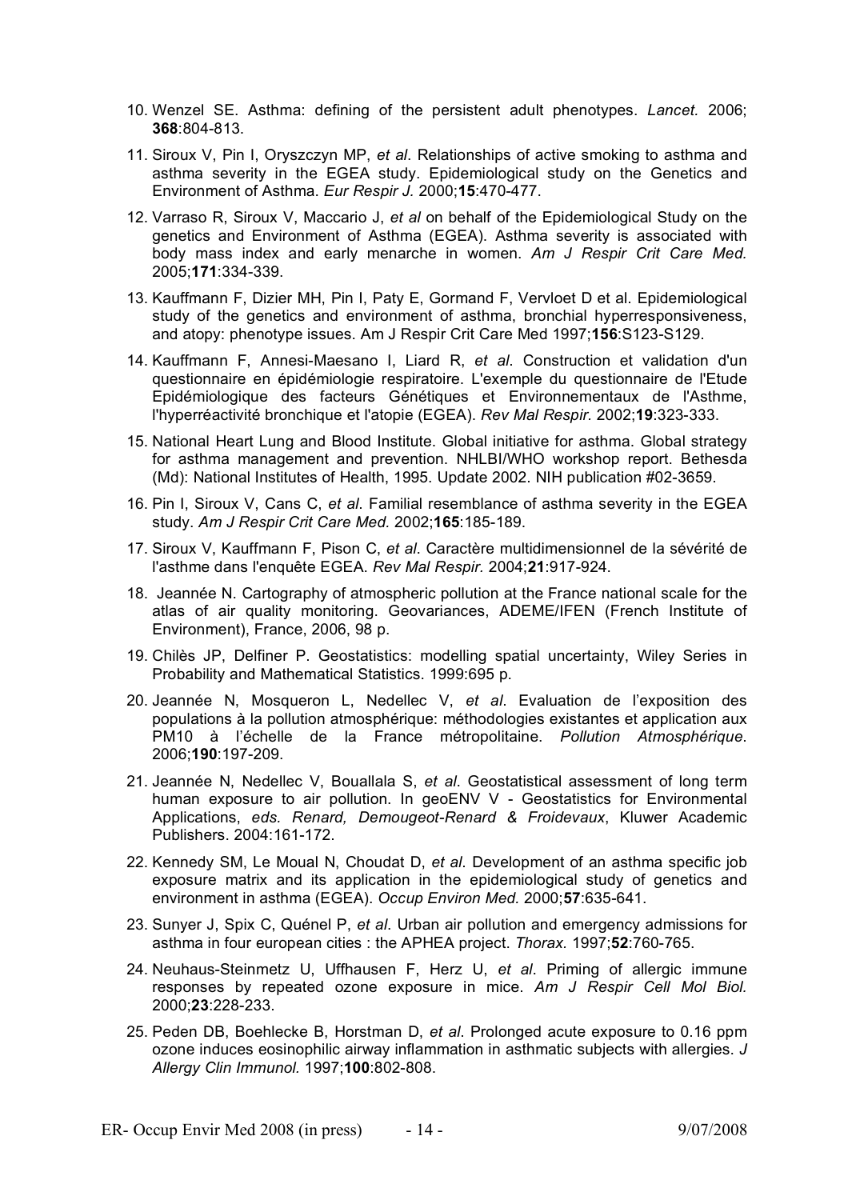10. Wenzel SE. Asthma: defining of the persistent adult phenotypes. *Lancet.* 2006; **368**:804-813.

11. Siroux V, Pin I, Oryszczyn MP, *et al*. Relationships of active smoking to asthma and asthma severity in the EGEA study. Epidemiological study on the Genetics and Environment of Asthma. *Eur Respir J*. 2000;**15**:470-477.

12. Varraso R, Siroux V, Maccario J, *et al* on behalf of the Epidemiological Study on the genetics and Environment of Asthma (EGEA). Asthma severity is associated with body mass index and early menarche in women. *Am J Respir Crit Care Med.* 2005;**171**:334-339.

13. Kauffmann F, Dizier MH, Pin I, Paty E, Gormand F, Vervloet D et al. Epidemiological study of the genetics and environment of asthma, bronchial hyperresponsiveness, and atopy: phenotype issues. Am J Respir Crit Care Med 1997;**156**:S123-S129.

14. Kauffmann F, Annesi-Maesano I, Liard R, *et al*. Construction et validation d'un questionnaire en épidémiologie respiratoire. L'exemple du questionnaire de l'Etude Epidémiologique des facteurs Génétiques et Environnementaux de l'Asthme, l'hyperréactivité bronchique et l'atopie (EGEA). *Rev Mal Respir*. 2002;**19**:323-333.

15. National Heart Lung and Blood Institute. Global initiative for asthma. Global strategy for asthma management and prevention. NHLBI/WHO workshop report. Bethesda (Md): National Institutes of Health, 1995. Update 2002. NIH publication #02-3659.

16. Pin I, Siroux V, Cans C, *et al*. Familial resemblance of asthma severity in the EGEA study. *Am J Respir Crit Care Med.* 2002;**165**:185-189.

17. Siroux V, Kauffmann F, Pison C, *et al*. Caractère multidimensionnel de la sévérité de l'asthme dans l'enquête EGEA. *Rev Mal Respir.* 2004;**21**:917-924.

18. Jeannée N. Cartography of atmospheric pollution at the France national scale for the atlas of air quality monitoring. Geovariances, ADEME/IFEN (French Institute of Environment), France, 2006, 98 p.

19. Chilès JP, Delfiner P. Geostatistics: modelling spatial uncertainty, Wiley Series in Probability and Mathematical Statistics. 1999:695 p.

20. Jeannée N, Mosqueron L, Nedellec V, *et al*. Evaluation de l'exposition des populations à la pollution atmosphérique: méthodologies existantes et application aux PM10 à l'échelle de la France métropolitaine. *Pollution Atmosphérique*. 2006;**190**:197-209.

21. Jeannée N, Nedellec V, Bouallala S, *et al*. Geostatistical assessment of long term human exposure to air pollution. In geoENV V - Geostatistics for Environmental Applications, *eds. Renard, Demougeot-Renard & Froidevaux*, Kluwer Academic Publishers. 2004:161-172.

22. Kennedy SM, Le Moual N, Choudat D, *et al*. Development of an asthma specific job exposure matrix and its application in the epidemiological study of genetics and environment in asthma (EGEA). *Occup Environ Med.* 2000;**57**:635-641.

23. Sunyer J, Spix C, Quénel P, *et al*. Urban air pollution and emergency admissions for asthma in four european cities : the APHEA project. *Thorax.* 1997;**52**:760-765.

24. Neuhaus-Steinmetz U, Uffhausen F, Herz U, *et al*. Priming of allergic immune responses by repeated ozone exposure in mice. *Am J Respir Cell Mol Biol.* 2000;**23**:228-233.

25. Peden DB, Boehlecke B, Horstman D, *et al*. Prolonged acute exposure to 0.16 ppm ozone induces eosinophilic airway inflammation in asthmatic subjects with allergies. *J Allergy Clin Immunol.* 1997;**100**:802-808.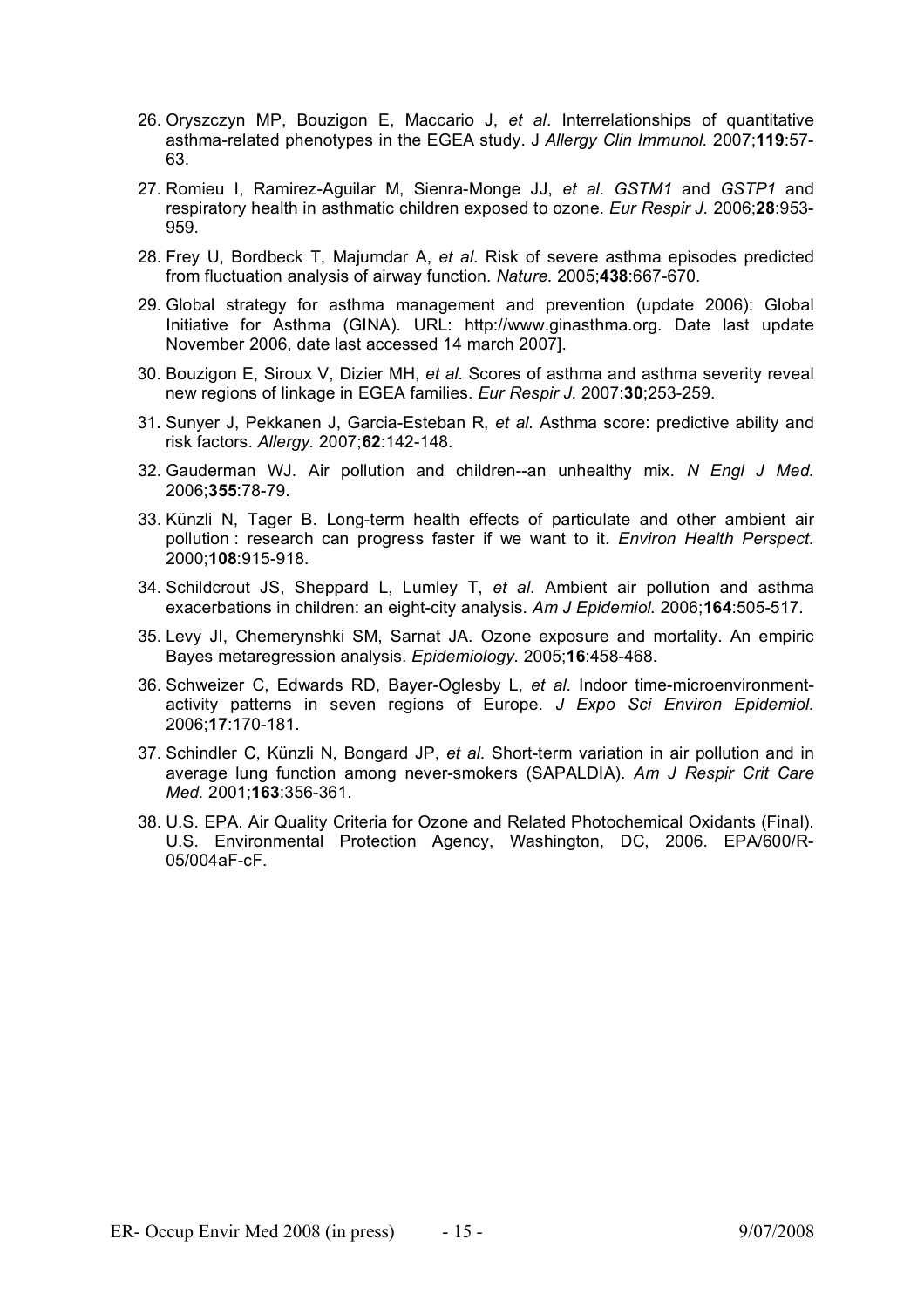26. Oryszczyn MP, Bouzigon E, Maccario J, *et al*. Interrelationships of quantitative asthma-related phenotypes in the EGEA study. J *Allergy Clin Immunol.* 2007;**119**:57-63.

27. Romieu I, Ramirez-Aguilar M, Sienra-Monge JJ, *et al*. *GSTM1* and *GSTP1* and respiratory health in asthmatic children exposed to ozone. *Eur Respir J*. 2006;**28**:953-959.

28. Frey U, Bordbeck T, Majumdar A, *et al*. Risk of severe asthma episodes predicted from fluctuation analysis of airway function. *Nature.* 2005;**438**:667-670.

29. Global strategy for asthma management and prevention (update 2006): Global Initiative for Asthma (GINA). URL: http://www.ginasthma.org. Date last update November 2006, date last accessed 14 march 2007].

30. Bouzigon E, Siroux V, Dizier MH, *et al*. Scores of asthma and asthma severity reveal new regions of linkage in EGEA families. *Eur Respir J.* 2007:**30**;253-259.

31. Sunyer J, Pekkanen J, Garcia-Esteban R, *et al*. Asthma score: predictive ability and risk factors. *Allergy.* 2007;**62**:142-148.

32. Gauderman WJ. Air pollution and children--an unhealthy mix. *N Engl J Med.* 2006;**355**:78-79.

33. Künzli N, Tager B. Long-term health effects of particulate and other ambient air pollution : research can progress faster if we want to it. *Environ Health Perspect.* 2000;**108**:915-918.

34. Schildcrout JS, Sheppard L, Lumley T, *et al*. Ambient air pollution and asthma exacerbations in children: an eight-city analysis. *Am J Epidemiol.* 2006;**164**:505-517.

35. Levy JI, Chemerynshki SM, Sarnat JA. Ozone exposure and mortality. An empiric Bayes metaregression analysis. *Epidemiology.* 2005;**16**:458-468.

36. Schweizer C, Edwards RD, Bayer-Oglesby L, *et al*. Indoor time-microenvironment-activity patterns in seven regions of Europe. *J Expo Sci Environ Epidemiol.* 2006;**17**:170-181.

37. Schindler C, Künzli N, Bongard JP, *et al*. Short-term variation in air pollution and in average lung function among never-smokers (SAPALDIA). *Am J Respir Crit Care Med.* 2001;**163**:356-361.

38. U.S. EPA. Air Quality Criteria for Ozone and Related Photochemical Oxidants (Final). U.S. Environmental Protection Agency, Washington, DC, 2006. EPA/600/R-05/004aF-cF.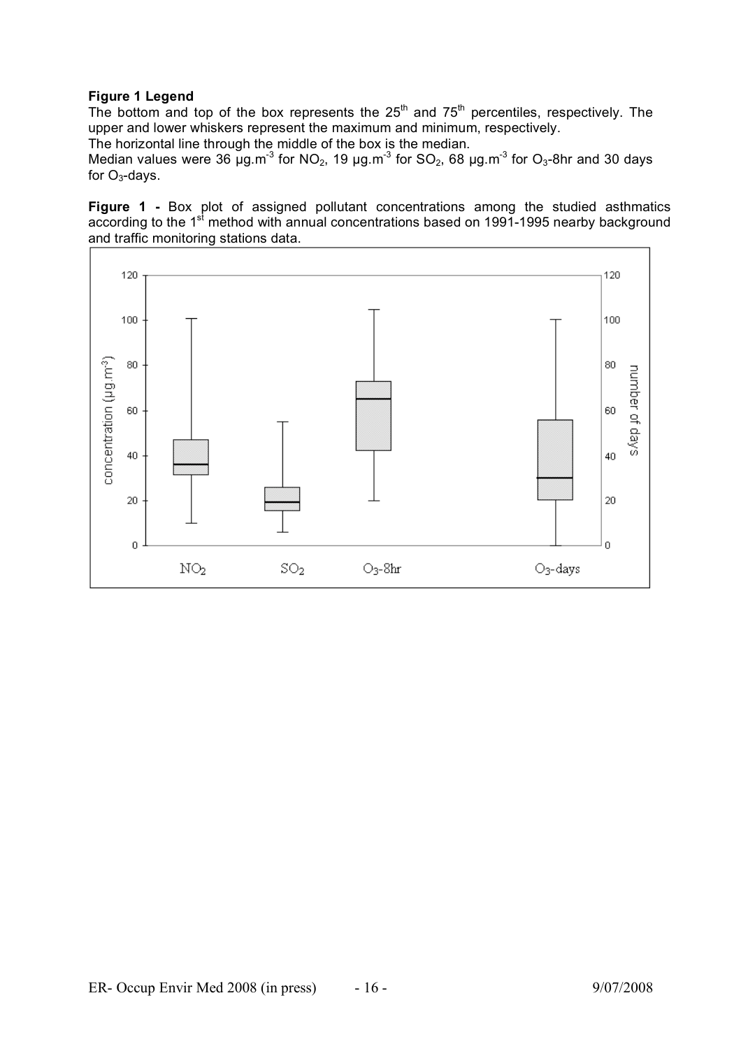**Figure 1 Legend**

The bottom and top of the box represents the 25[th] and 75[th] percentiles, respectively. The upper and lower whiskers represent the maximum and minimum, respectively.

The horizontal line through the middle of the box is the median.

Median values were 36 µg.m$^{-3}$ for $NO_2$, 19 µg.m$^{-3}$ for $SO_2$, 68 µg.m$^{-3}$ for $O_3$-8hr and 30 days for $O_3$-days.

**Figure 1 -** Box plot of assigned pollutant concentrations among the studied asthmatics according to the 1[st] method with annual concentrations based on 1991-1995 nearby background and traffic monitoring stations data.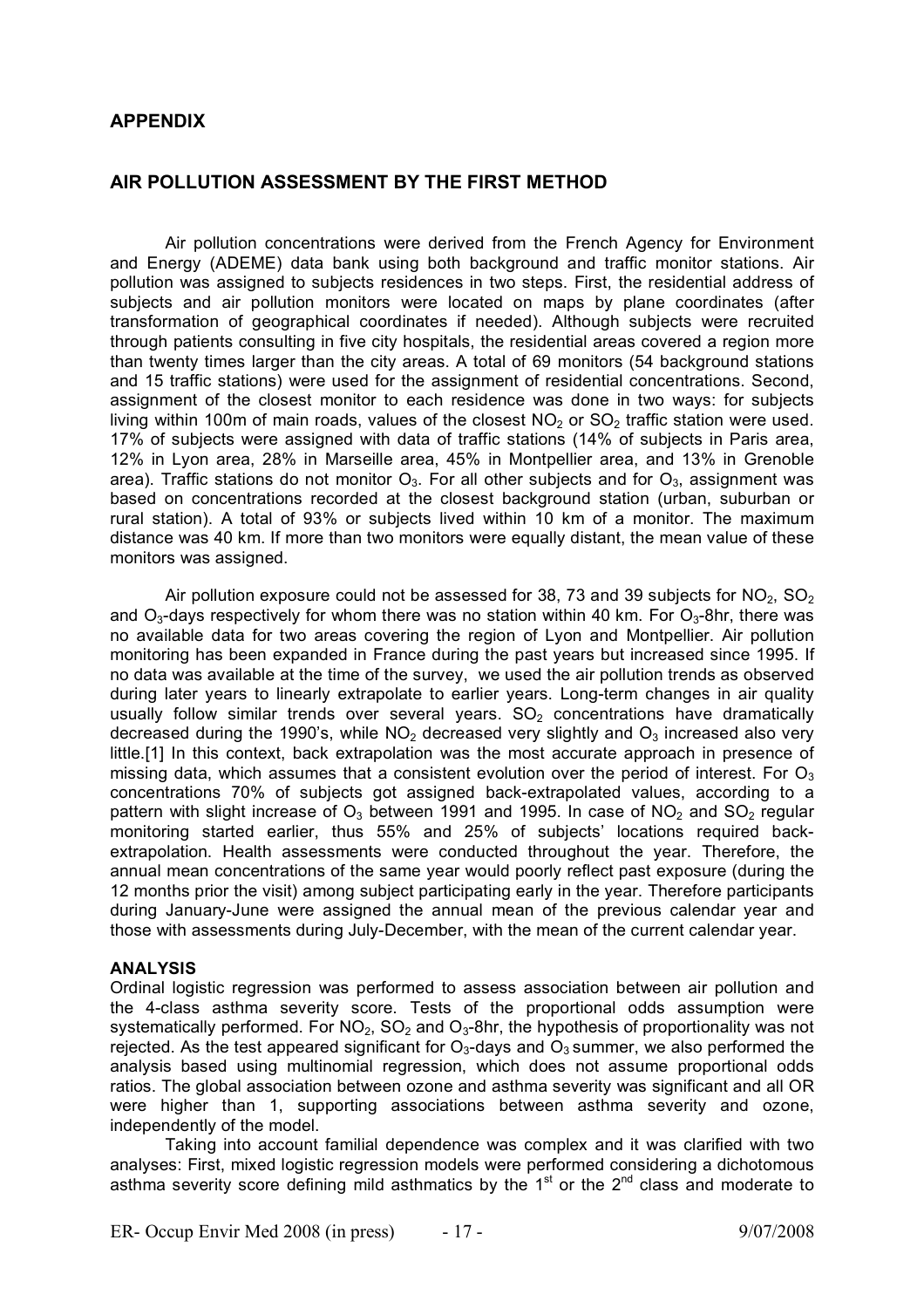## APPENDIX

## AIR POLLUTION ASSESSMENT BY THE FIRST METHOD

Air pollution concentrations were derived from the French Agency for Environment and Energy (ADEME) data bank using both background and traffic monitor stations. Air pollution was assigned to subjects residences in two steps. First, the residential address of subjects and air pollution monitors were located on maps by plane coordinates (after transformation of geographical coordinates if needed). Although subjects were recruited through patients consulting in five city hospitals, the residential areas covered a region more than twenty times larger than the city areas. A total of 69 monitors (54 background stations and 15 traffic stations) were used for the assignment of residential concentrations. Second, assignment of the closest monitor to each residence was done in two ways: for subjects living within 100m of main roads, values of the closest $NO_2$ or $SO_2$ traffic station were used. 17% of subjects were assigned with data of traffic stations (14% of subjects in Paris area, 12% in Lyon area, 28% in Marseille area, 45% in Montpellier area, and 13% in Grenoble area). Traffic stations do not monitor $O_3$. For all other subjects and for $O_3$, assignment was based on concentrations recorded at the closest background station (urban, suburban or rural station). A total of 93% or subjects lived within 10 km of a monitor. The maximum distance was 40 km. If more than two monitors were equally distant, the mean value of these monitors was assigned.

Air pollution exposure could not be assessed for 38, 73 and 39 subjects for $NO_2$, $SO_2$ and $O_3$-days respectively for whom there was no station within 40 km. For $O_3$-8hr, there was no available data for two areas covering the region of Lyon and Montpellier. Air pollution monitoring has been expanded in France during the past years but increased since 1995. If no data was available at the time of the survey, we used the air pollution trends as observed during later years to linearly extrapolate to earlier years. Long-term changes in air quality usually follow similar trends over several years. $SO_2$ concentrations have dramatically decreased during the 1990's, while $NO_2$ decreased very slightly and $O_3$ increased also very little.[1] In this context, back extrapolation was the most accurate approach in presence of missing data, which assumes that a consistent evolution over the period of interest. For $O_3$ concentrations 70% of subjects got assigned back-extrapolated values, according to a pattern with slight increase of $O_3$ between 1991 and 1995. In case of $NO_2$ and $SO_2$ regular monitoring started earlier, thus 55% and 25% of subjects' locations required back-extrapolation. Health assessments were conducted throughout the year. Therefore, the annual mean concentrations of the same year would poorly reflect past exposure (during the 12 months prior the visit) among subject participating early in the year. Therefore participants during January-June were assigned the annual mean of the previous calendar year and those with assessments during July-December, with the mean of the current calendar year.

### ANALYSIS

Ordinal logistic regression was performed to assess association between air pollution and the 4-class asthma severity score. Tests of the proportional odds assumption were systematically performed. For $NO_2$, $SO_2$ and $O_3$-8hr, the hypothesis of proportionality was not rejected. As the test appeared significant for $O_3$-days and $O_3$ summer, we also performed the analysis based using multinomial regression, which does not assume proportional odds ratios. The global association between ozone and asthma severity was significant and all OR were higher than 1, supporting associations between asthma severity and ozone, independently of the model.

Taking into account familial dependence was complex and it was clarified with two analyses: First, mixed logistic regression models were performed considering a dichotomous asthma severity score defining mild asthmatics by the 1st or the 2nd class and moderate to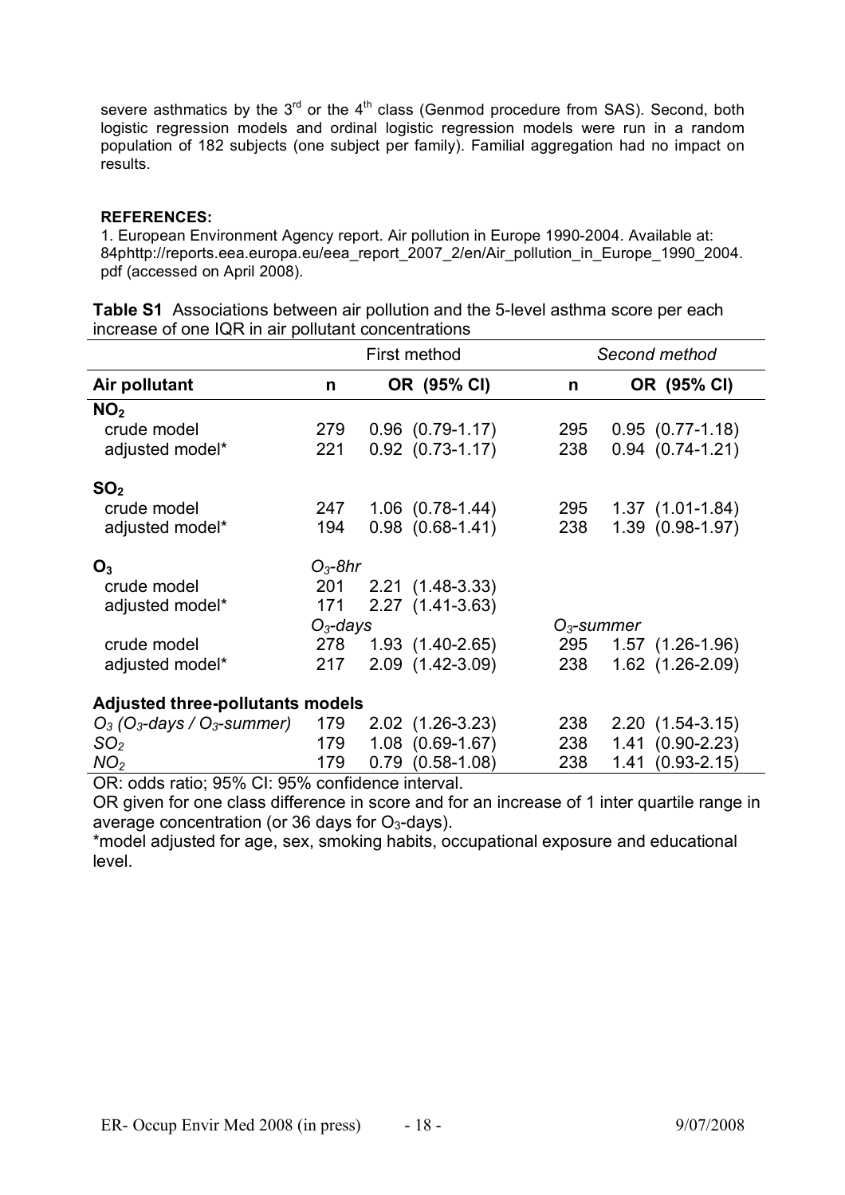severe asthmatics by the 3rd or the 4th class (Genmod procedure from SAS). Second, both logistic regression models and ordinal logistic regression models were run in a random population of 182 subjects (one subject per family). Familial aggregation had no impact on results.

**REFERENCES:**

1. European Environment Agency report. Air pollution in Europe 1990-2004. Available at: 84phttp://reports.eea.europa.eu/eea_report_2007_2/en/Air_pollution_in_Europe_1990_2004.pdf (accessed on April 2008).

**Table S1** Associations between air pollution and the 5-level asthma score per each increase of one IQR in air pollutant concentrations

| | First method | | *Second method* | |
|---|---|---|---|---|
| **Air pollutant** | **n** | **OR (95% CI)** | **n** | **OR (95% CI)** |
| **$NO_2$** | | | | |
| crude model | 279 | 0.96 (0.79-1.17) | 295 | 0.95 (0.77-1.18) |
| adjusted model* | 221 | 0.92 (0.73-1.17) | 238 | 0.94 (0.74-1.21) |
| **$SO_2$** | | | | |
| crude model | 247 | 1.06 (0.78-1.44) | 295 | 1.37 (1.01-1.84) |
| adjusted model* | 194 | 0.98 (0.68-1.41) | 238 | 1.39 (0.98-1.97) |
| **$O_3$** | *$O_3$-8hr* | | | |
| crude model | 201 | 2.21 (1.48-3.33) | | |
| adjusted model* | 171 | 2.27 (1.41-3.63) | | |
| | *$O_3$-days* | | *$O_3$-summer* | |
| crude model | 278 | 1.93 (1.40-2.65) | 295 | 1.57 (1.26-1.96) |
| adjusted model* | 217 | 2.09 (1.42-3.09) | 238 | 1.62 (1.26-2.09) |
| **Adjusted three-pollutants models** | | | | |
| *$O_3$ ($O_3$-days / $O_3$-summer)* | 179 | 2.02 (1.26-3.23) | 238 | 2.20 (1.54-3.15) |
| *$SO_2$* | 179 | 1.08 (0.69-1.67) | 238 | 1.41 (0.90-2.23) |
| *$NO_2$* | 179 | 0.79 (0.58-1.08) | 238 | 1.41 (0.93-2.15) |

OR: odds ratio; 95% CI: 95% confidence interval.

OR given for one class difference in score and for an increase of 1 inter quartile range in average concentration (or 36 days for $O_3$-days).

*model adjusted for age, sex, smoking habits, occupational exposure and educational level.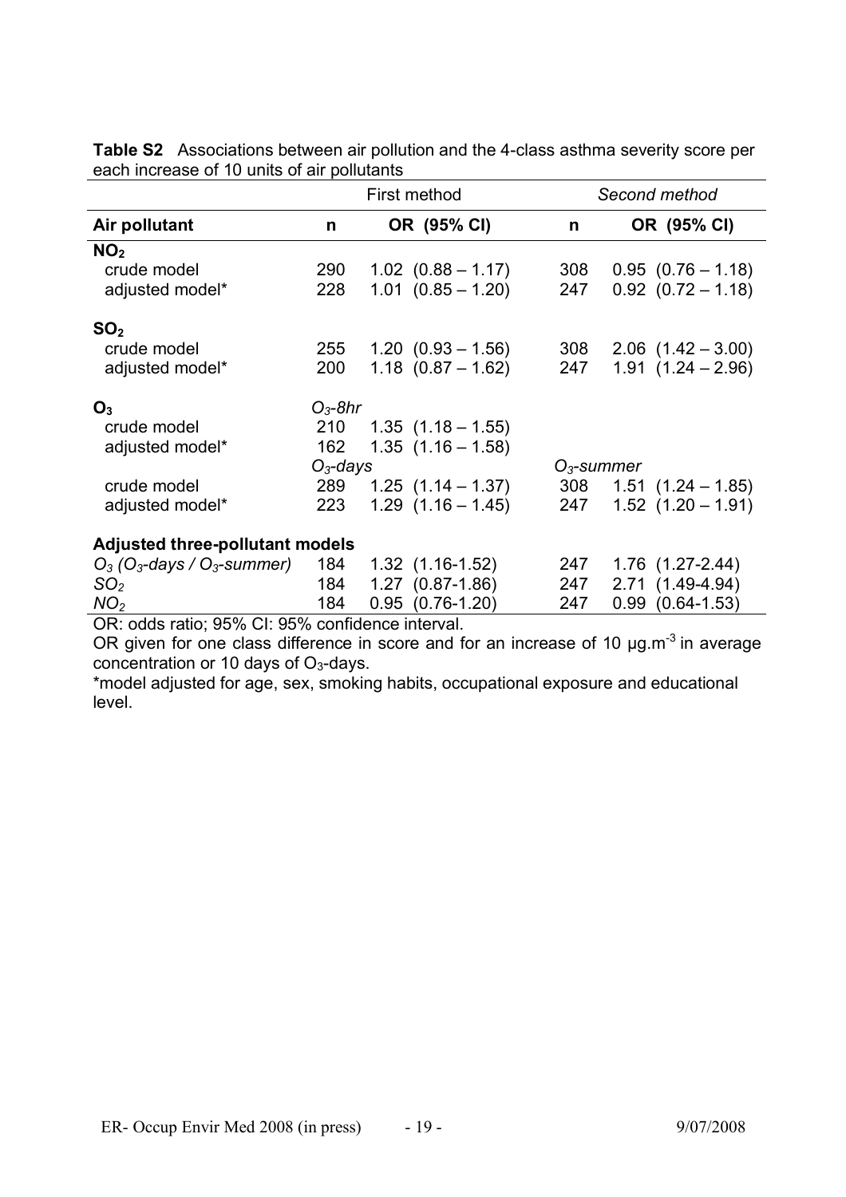**Table S2** Associations between air pollution and the 4-class asthma severity score per each increase of 10 units of air pollutants

| | First method | | *Second method* | |
|---|---|---|---|---|
| **Air pollutant** | **n** | **OR (95% CI)** | **n** | **OR (95% CI)** |
| $\mathbf{NO_2}$ | | | | |
| crude model | 290 | 1.02 (0.88 – 1.17) | 308 | 0.95 (0.76 – 1.18) |
| adjusted model* | 228 | 1.01 (0.85 – 1.20) | 247 | 0.92 (0.72 – 1.18) |
| $\mathbf{SO_2}$ | | | | |
| crude model | 255 | 1.20 (0.93 – 1.56) | 308 | 2.06 (1.42 – 3.00) |
| adjusted model* | 200 | 1.18 (0.87 – 1.62) | 247 | 1.91 (1.24 – 2.96) |
| $\mathbf{O_3}$ | *$O_3$-8hr* | | | |
| crude model | 210 | 1.35 (1.18 – 1.55) | | |
| adjusted model* | 162 | 1.35 (1.16 – 1.58) | | |
| | *$O_3$-days* | | *$O_3$-summer* | |
| crude model | 289 | 1.25 (1.14 – 1.37) | 308 | 1.51 (1.24 – 1.85) |
| adjusted model* | 223 | 1.29 (1.16 – 1.45) | 247 | 1.52 (1.20 – 1.91) |
| **Adjusted three-pollutant models** | | | | |
| *$O_3$ ($O_3$-days / $O_3$-summer)* | 184 | 1.32 (1.16-1.52) | 247 | 1.76 (1.27-2.44) |
| *$SO_2$* | 184 | 1.27 (0.87-1.86) | 247 | 2.71 (1.49-4.94) |
| *$NO_2$* | 184 | 0.95 (0.76-1.20) | 247 | 0.99 (0.64-1.53) |

OR: odds ratio; 95% CI: 95% confidence interval.

OR given for one class difference in score and for an increase of 10 $\mu g.m^{-3}$ in average concentration or 10 days of $O_3$-days.

*model adjusted for age, sex, smoking habits, occupational exposure and educational level.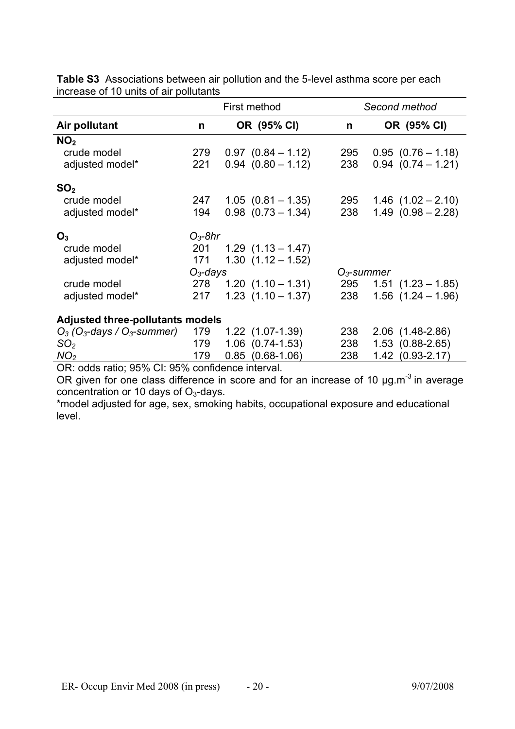**Table S3** Associations between air pollution and the 5-level asthma score per each increase of 10 units of air pollutants

| | First method | | *Second method* | |
|---|---|---|---|---|
| **Air pollutant** | **n** | **OR (95% CI)** | **n** | **OR (95% CI)** |
| **$NO_2$** | | | | |
| crude model | 279 | 0.97 (0.84 – 1.12) | 295 | 0.95 (0.76 – 1.18) |
| adjusted model* | 221 | 0.94 (0.80 – 1.12) | 238 | 0.94 (0.74 – 1.21) |
| **$SO_2$** | | | | |
| crude model | 247 | 1.05 (0.81 – 1.35) | 295 | 1.46 (1.02 – 2.10) |
| adjusted model* | 194 | 0.98 (0.73 – 1.34) | 238 | 1.49 (0.98 – 2.28) |
| **$O_3$** | *$O_3$-8hr* | | | |
| crude model | 201 | 1.29 (1.13 – 1.47) | | |
| adjusted model* | 171 | 1.30 (1.12 – 1.52) | | |
| | *$O_3$-days* | | *$O_3$-summer* | |
| crude model | 278 | 1.20 (1.10 – 1.31) | 295 | 1.51 (1.23 – 1.85) |
| adjusted model* | 217 | 1.23 (1.10 – 1.37) | 238 | 1.56 (1.24 – 1.96) |
| **Adjusted three-pollutants models** | | | | |
| *$O_3$ ($O_3$-days / $O_3$-summer)* | 179 | 1.22 (1.07-1.39) | 238 | 2.06 (1.48-2.86) |
| *$SO_2$* | 179 | 1.06 (0.74-1.53) | 238 | 1.53 (0.88-2.65) |
| *$NO_2$* | 179 | 0.85 (0.68-1.06) | 238 | 1.42 (0.93-2.17) |

OR: odds ratio; 95% CI: 95% confidence interval.

OR given for one class difference in score and for an increase of 10 $\mu g.m^{-3}$ in average concentration or 10 days of $O_3$-days.

*model adjusted for age, sex, smoking habits, occupational exposure and educational level.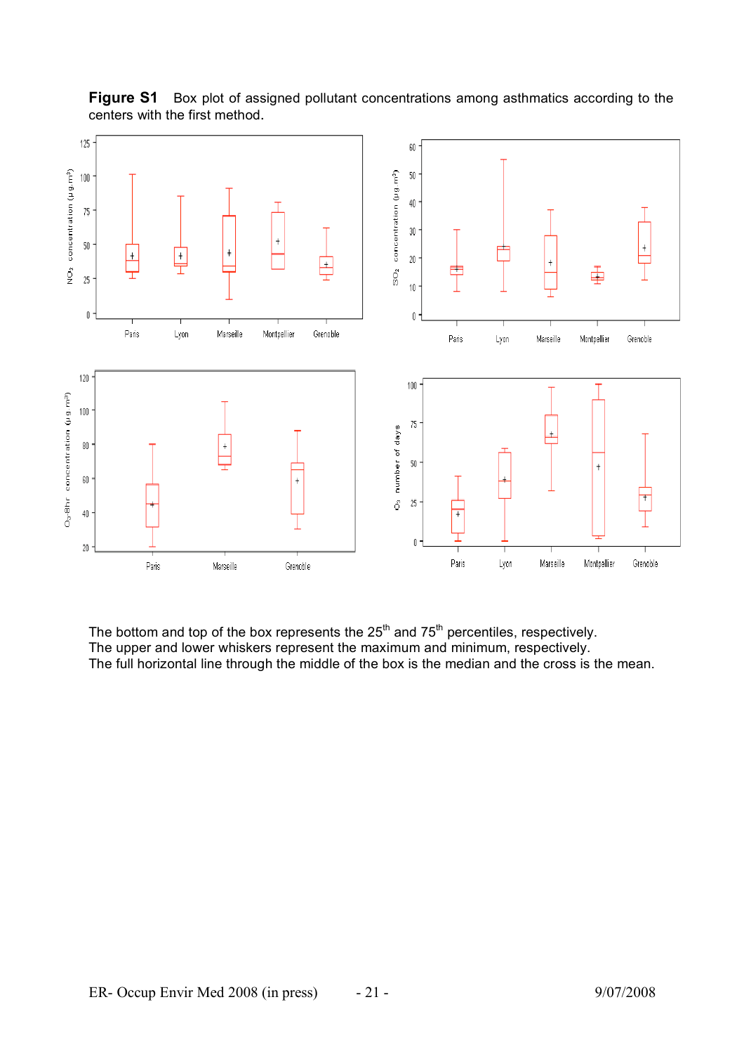**Figure S1** Box plot of assigned pollutant concentrations among asthmatics according to the centers with the first method.

$NO_2$ concentration ($\mu g.m^3$)
125
100
75
50
25
0
Paris
Lyon
Marseille
Montpellier
Grenoble

$SO_2$ concentration ($\mu g.m^3$)
60
50
40
30
20
10
0
Paris
Lyon
Marseille
Montpellier
Grenoble

$O_3$-8hr concentration ($\mu g.m^3$)
120
100
80
60
40
20
Paris
Marseille
Grenoble

$O_3$ number of days
100
75
50
25
0
Paris
Lyon
Marseille
Montpellier
Grenoble

The bottom and top of the box represents the 25th and 75th percentiles, respectively.
The upper and lower whiskers represent the maximum and minimum, respectively.
The full horizontal line through the middle of the box is the median and the cross is the mean.